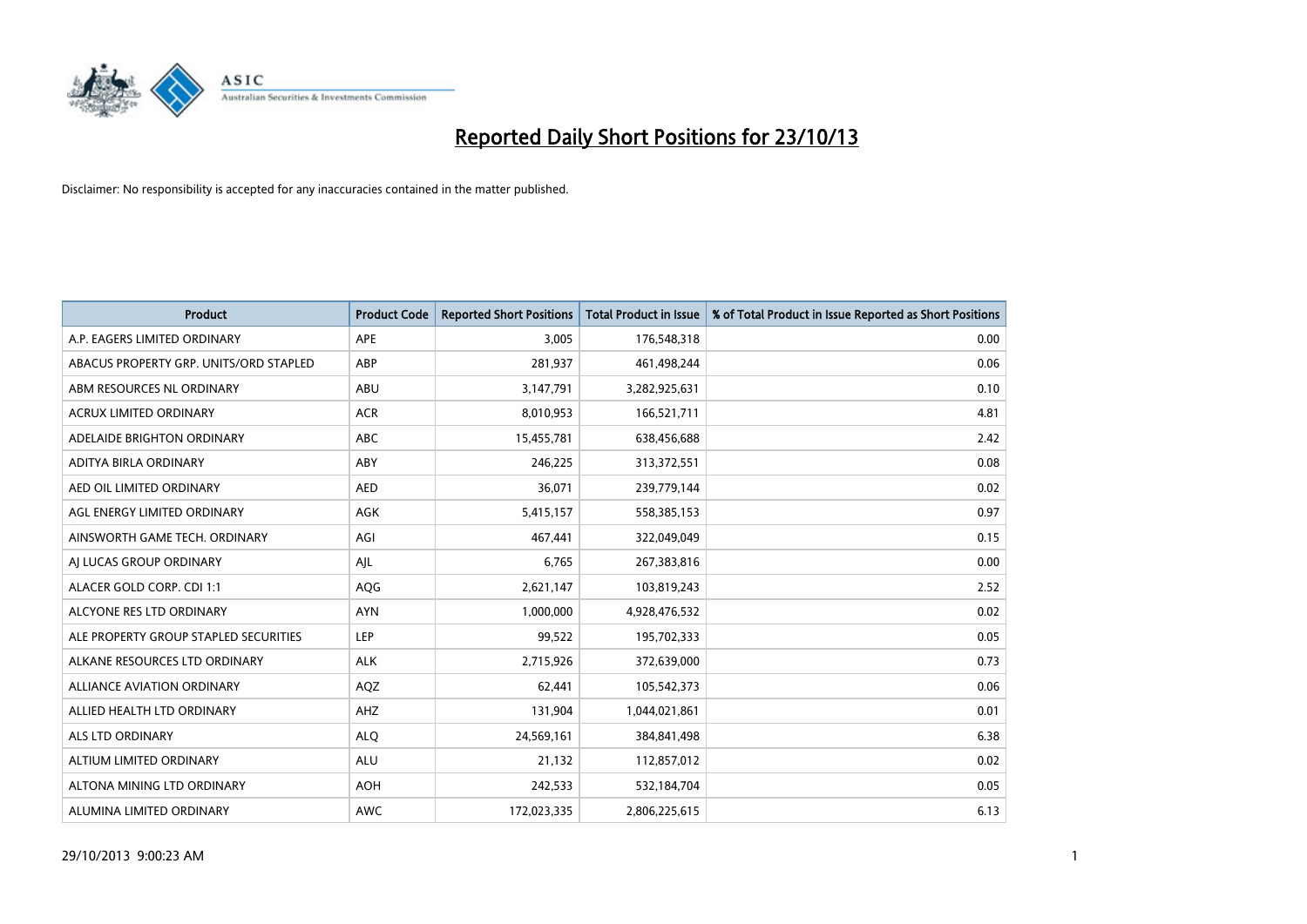# Reported Daily Short Positions for 23/10/13

Disclaimer: No responsibility is accepted for any inaccuracies contained in the matter published.

| Product | Product Code | Reported Short Positions | Total Product in Issue | % of Total Product in Issue Reported as Short Positions |
|---|---|---|---|---|
| A.P. EAGERS LIMITED ORDINARY | APE | 3,005 | 176,548,318 | 0.00 |
| ABACUS PROPERTY GRP. UNITS/ORD STAPLED | ABP | 281,937 | 461,498,244 | 0.06 |
| ABM RESOURCES NL ORDINARY | ABU | 3,147,791 | 3,282,925,631 | 0.10 |
| ACRUX LIMITED ORDINARY | ACR | 8,010,953 | 166,521,711 | 4.81 |
| ADELAIDE BRIGHTON ORDINARY | ABC | 15,455,781 | 638,456,688 | 2.42 |
| ADITYA BIRLA ORDINARY | ABY | 246,225 | 313,372,551 | 0.08 |
| AED OIL LIMITED ORDINARY | AED | 36,071 | 239,779,144 | 0.02 |
| AGL ENERGY LIMITED ORDINARY | AGK | 5,415,157 | 558,385,153 | 0.97 |
| AINSWORTH GAME TECH. ORDINARY | AGI | 467,441 | 322,049,049 | 0.15 |
| AJ LUCAS GROUP ORDINARY | AJL | 6,765 | 267,383,816 | 0.00 |
| ALACER GOLD CORP. CDI 1:1 | AQG | 2,621,147 | 103,819,243 | 2.52 |
| ALCYONE RES LTD ORDINARY | AYN | 1,000,000 | 4,928,476,532 | 0.02 |
| ALE PROPERTY GROUP STAPLED SECURITIES | LEP | 99,522 | 195,702,333 | 0.05 |
| ALKANE RESOURCES LTD ORDINARY | ALK | 2,715,926 | 372,639,000 | 0.73 |
| ALLIANCE AVIATION ORDINARY | AQZ | 62,441 | 105,542,373 | 0.06 |
| ALLIED HEALTH LTD ORDINARY | AHZ | 131,904 | 1,044,021,861 | 0.01 |
| ALS LTD ORDINARY | ALQ | 24,569,161 | 384,841,498 | 6.38 |
| ALTIUM LIMITED ORDINARY | ALU | 21,132 | 112,857,012 | 0.02 |
| ALTONA MINING LTD ORDINARY | AOH | 242,533 | 532,184,704 | 0.05 |
| ALUMINA LIMITED ORDINARY | AWC | 172,023,335 | 2,806,225,615 | 6.13 |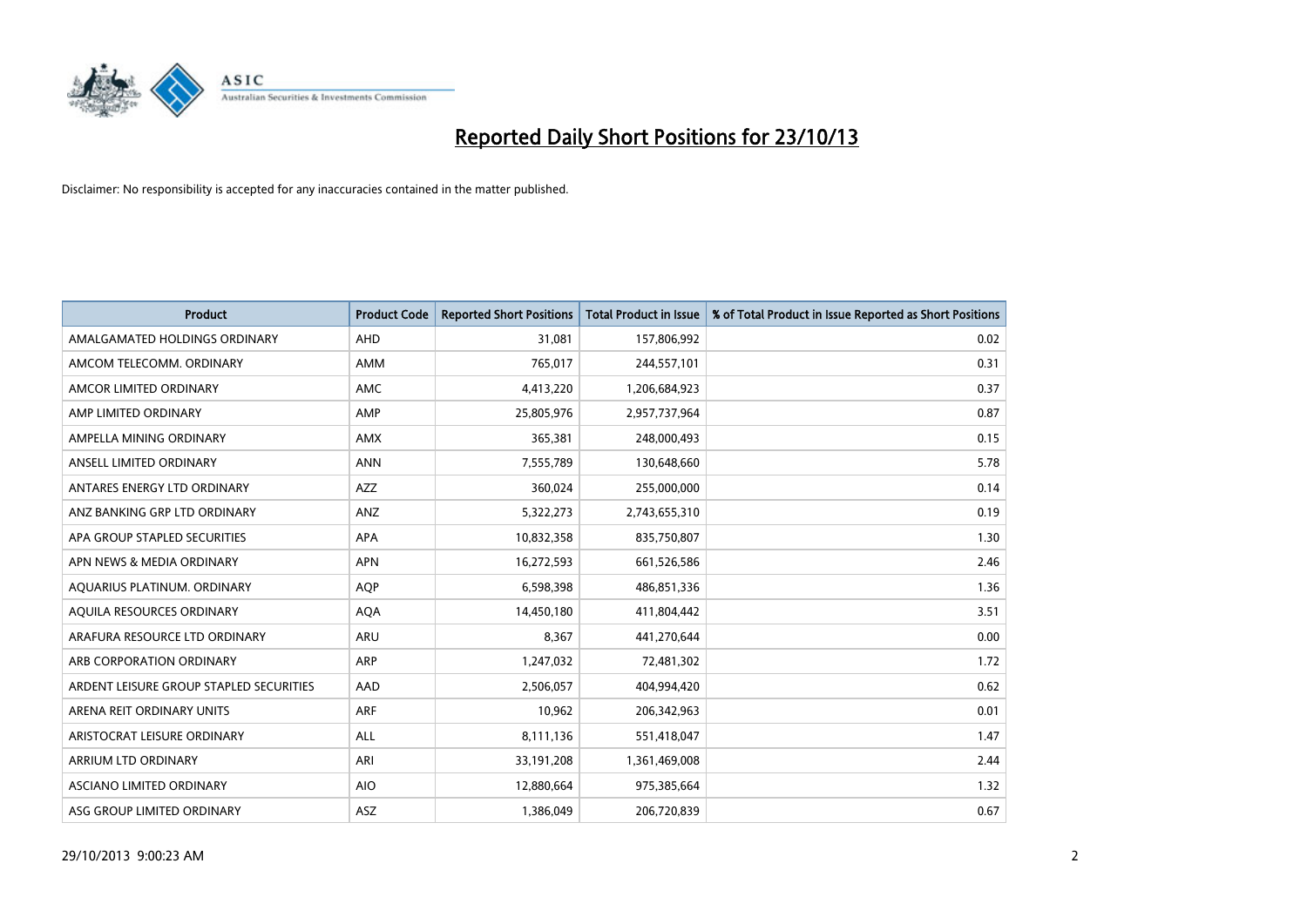# Reported Daily Short Positions for 23/10/13

Disclaimer: No responsibility is accepted for any inaccuracies contained in the matter published.

| Product | Product Code | Reported Short Positions | Total Product in Issue | % of Total Product in Issue Reported as Short Positions |
|---|---|---|---|---|
| AMALGAMATED HOLDINGS ORDINARY | AHD | 31,081 | 157,806,992 | 0.02 |
| AMCOM TELECOMM. ORDINARY | AMM | 765,017 | 244,557,101 | 0.31 |
| AMCOR LIMITED ORDINARY | AMC | 4,413,220 | 1,206,684,923 | 0.37 |
| AMP LIMITED ORDINARY | AMP | 25,805,976 | 2,957,737,964 | 0.87 |
| AMPELLA MINING ORDINARY | AMX | 365,381 | 248,000,493 | 0.15 |
| ANSELL LIMITED ORDINARY | ANN | 7,555,789 | 130,648,660 | 5.78 |
| ANTARES ENERGY LTD ORDINARY | AZZ | 360,024 | 255,000,000 | 0.14 |
| ANZ BANKING GRP LTD ORDINARY | ANZ | 5,322,273 | 2,743,655,310 | 0.19 |
| APA GROUP STAPLED SECURITIES | APA | 10,832,358 | 835,750,807 | 1.30 |
| APN NEWS & MEDIA ORDINARY | APN | 16,272,593 | 661,526,586 | 2.46 |
| AQUARIUS PLATINUM. ORDINARY | AQP | 6,598,398 | 486,851,336 | 1.36 |
| AQUILA RESOURCES ORDINARY | AQA | 14,450,180 | 411,804,442 | 3.51 |
| ARAFURA RESOURCE LTD ORDINARY | ARU | 8,367 | 441,270,644 | 0.00 |
| ARB CORPORATION ORDINARY | ARP | 1,247,032 | 72,481,302 | 1.72 |
| ARDENT LEISURE GROUP STAPLED SECURITIES | AAD | 2,506,057 | 404,994,420 | 0.62 |
| ARENA REIT ORDINARY UNITS | ARF | 10,962 | 206,342,963 | 0.01 |
| ARISTOCRAT LEISURE ORDINARY | ALL | 8,111,136 | 551,418,047 | 1.47 |
| ARRIUM LTD ORDINARY | ARI | 33,191,208 | 1,361,469,008 | 2.44 |
| ASCIANO LIMITED ORDINARY | AIO | 12,880,664 | 975,385,664 | 1.32 |
| ASG GROUP LIMITED ORDINARY | ASZ | 1,386,049 | 206,720,839 | 0.67 |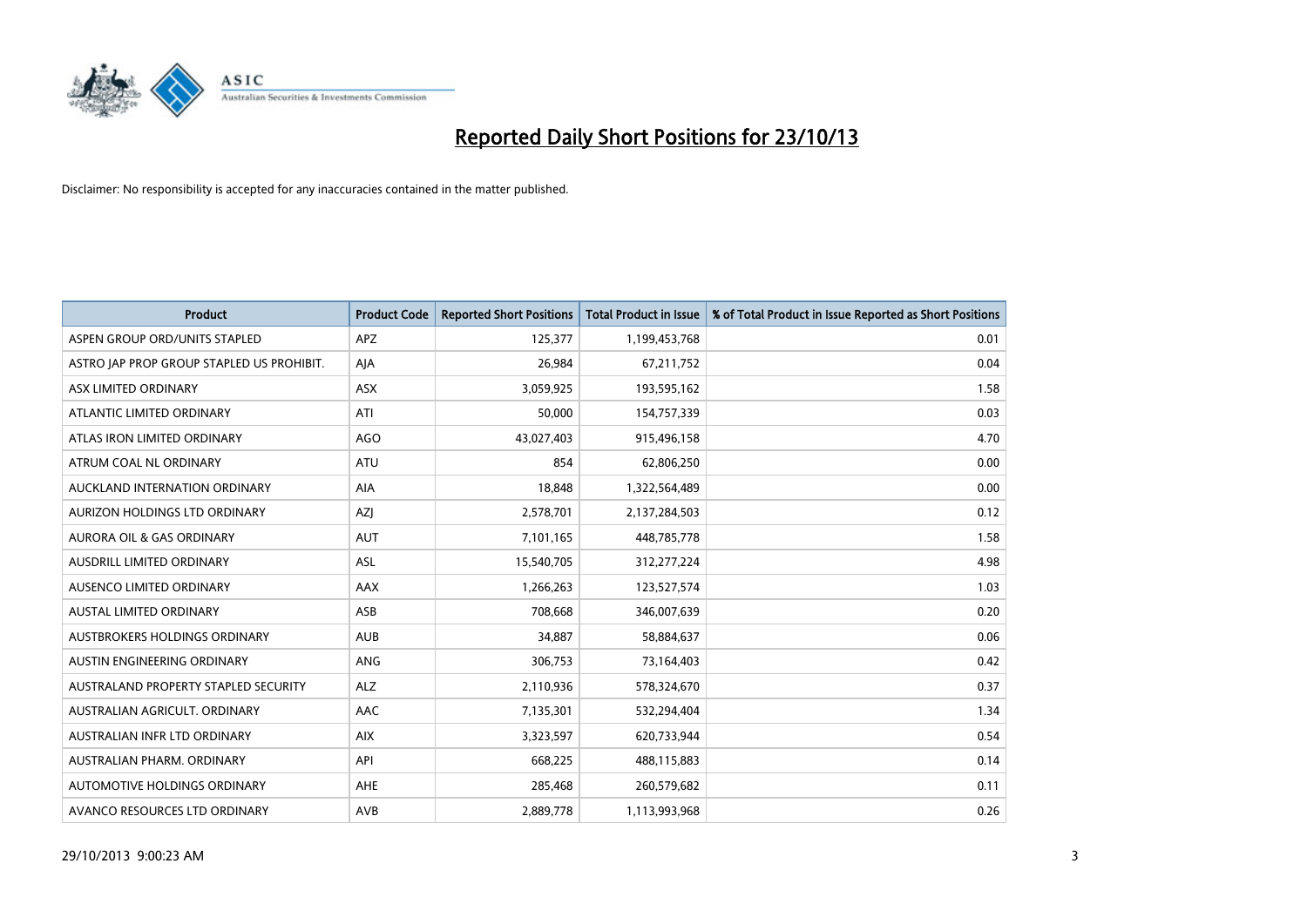# Reported Daily Short Positions for 23/10/13

Disclaimer: No responsibility is accepted for any inaccuracies contained in the matter published.

| Product | Product Code | Reported Short Positions | Total Product in Issue | % of Total Product in Issue Reported as Short Positions |
|---|---|---|---|---|
| ASPEN GROUP ORD/UNITS STAPLED | APZ | 125,377 | 1,199,453,768 | 0.01 |
| ASTRO JAP PROP GROUP STAPLED US PROHIBIT. | AJA | 26,984 | 67,211,752 | 0.04 |
| ASX LIMITED ORDINARY | ASX | 3,059,925 | 193,595,162 | 1.58 |
| ATLANTIC LIMITED ORDINARY | ATI | 50,000 | 154,757,339 | 0.03 |
| ATLAS IRON LIMITED ORDINARY | AGO | 43,027,403 | 915,496,158 | 4.70 |
| ATRUM COAL NL ORDINARY | ATU | 854 | 62,806,250 | 0.00 |
| AUCKLAND INTERNATION ORDINARY | AIA | 18,848 | 1,322,564,489 | 0.00 |
| AURIZON HOLDINGS LTD ORDINARY | AZJ | 2,578,701 | 2,137,284,503 | 0.12 |
| AURORA OIL & GAS ORDINARY | AUT | 7,101,165 | 448,785,778 | 1.58 |
| AUSDRILL LIMITED ORDINARY | ASL | 15,540,705 | 312,277,224 | 4.98 |
| AUSENCO LIMITED ORDINARY | AAX | 1,266,263 | 123,527,574 | 1.03 |
| AUSTAL LIMITED ORDINARY | ASB | 708,668 | 346,007,639 | 0.20 |
| AUSTBROKERS HOLDINGS ORDINARY | AUB | 34,887 | 58,884,637 | 0.06 |
| AUSTIN ENGINEERING ORDINARY | ANG | 306,753 | 73,164,403 | 0.42 |
| AUSTRALAND PROPERTY STAPLED SECURITY | ALZ | 2,110,936 | 578,324,670 | 0.37 |
| AUSTRALIAN AGRICULT. ORDINARY | AAC | 7,135,301 | 532,294,404 | 1.34 |
| AUSTRALIAN INFR LTD ORDINARY | AIX | 3,323,597 | 620,733,944 | 0.54 |
| AUSTRALIAN PHARM. ORDINARY | API | 668,225 | 488,115,883 | 0.14 |
| AUTOMOTIVE HOLDINGS ORDINARY | AHE | 285,468 | 260,579,682 | 0.11 |
| AVANCO RESOURCES LTD ORDINARY | AVB | 2,889,778 | 1,113,993,968 | 0.26 |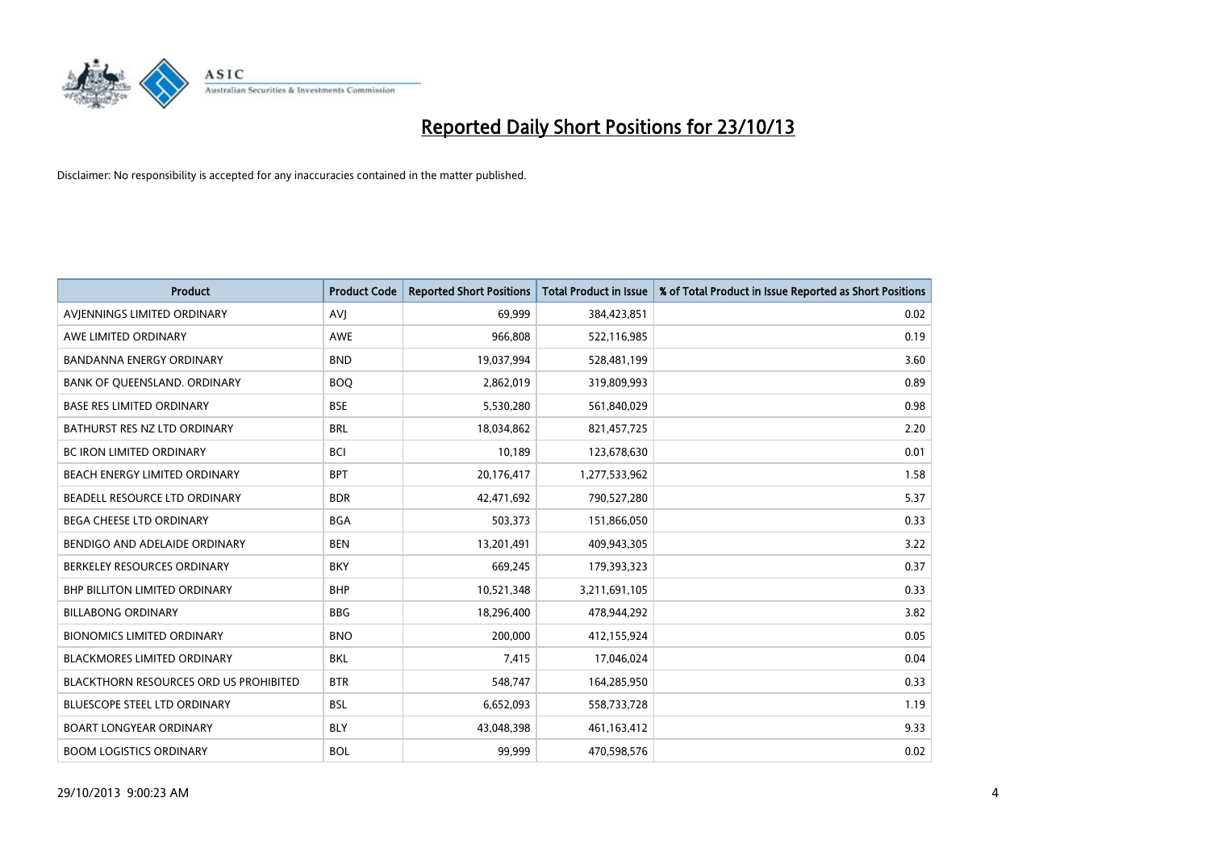# Reported Daily Short Positions for 23/10/13

Disclaimer: No responsibility is accepted for any inaccuracies contained in the matter published.

| Product | Product Code | Reported Short Positions | Total Product in Issue | % of Total Product in Issue Reported as Short Positions |
|---|---|---|---|---|
| AVJENNINGS LIMITED ORDINARY | AVJ | 69,999 | 384,423,851 | 0.02 |
| AWE LIMITED ORDINARY | AWE | 966,808 | 522,116,985 | 0.19 |
| BANDANNA ENERGY ORDINARY | BND | 19,037,994 | 528,481,199 | 3.60 |
| BANK OF QUEENSLAND. ORDINARY | BOQ | 2,862,019 | 319,809,993 | 0.89 |
| BASE RES LIMITED ORDINARY | BSE | 5,530,280 | 561,840,029 | 0.98 |
| BATHURST RES NZ LTD ORDINARY | BRL | 18,034,862 | 821,457,725 | 2.20 |
| BC IRON LIMITED ORDINARY | BCI | 10,189 | 123,678,630 | 0.01 |
| BEACH ENERGY LIMITED ORDINARY | BPT | 20,176,417 | 1,277,533,962 | 1.58 |
| BEADELL RESOURCE LTD ORDINARY | BDR | 42,471,692 | 790,527,280 | 5.37 |
| BEGA CHEESE LTD ORDINARY | BGA | 503,373 | 151,866,050 | 0.33 |
| BENDIGO AND ADELAIDE ORDINARY | BEN | 13,201,491 | 409,943,305 | 3.22 |
| BERKELEY RESOURCES ORDINARY | BKY | 669,245 | 179,393,323 | 0.37 |
| BHP BILLITON LIMITED ORDINARY | BHP | 10,521,348 | 3,211,691,105 | 0.33 |
| BILLABONG ORDINARY | BBG | 18,296,400 | 478,944,292 | 3.82 |
| BIONOMICS LIMITED ORDINARY | BNO | 200,000 | 412,155,924 | 0.05 |
| BLACKMORES LIMITED ORDINARY | BKL | 7,415 | 17,046,024 | 0.04 |
| BLACKTHORN RESOURCES ORD US PROHIBITED | BTR | 548,747 | 164,285,950 | 0.33 |
| BLUESCOPE STEEL LTD ORDINARY | BSL | 6,652,093 | 558,733,728 | 1.19 |
| BOART LONGYEAR ORDINARY | BLY | 43,048,398 | 461,163,412 | 9.33 |
| BOOM LOGISTICS ORDINARY | BOL | 99,999 | 470,598,576 | 0.02 |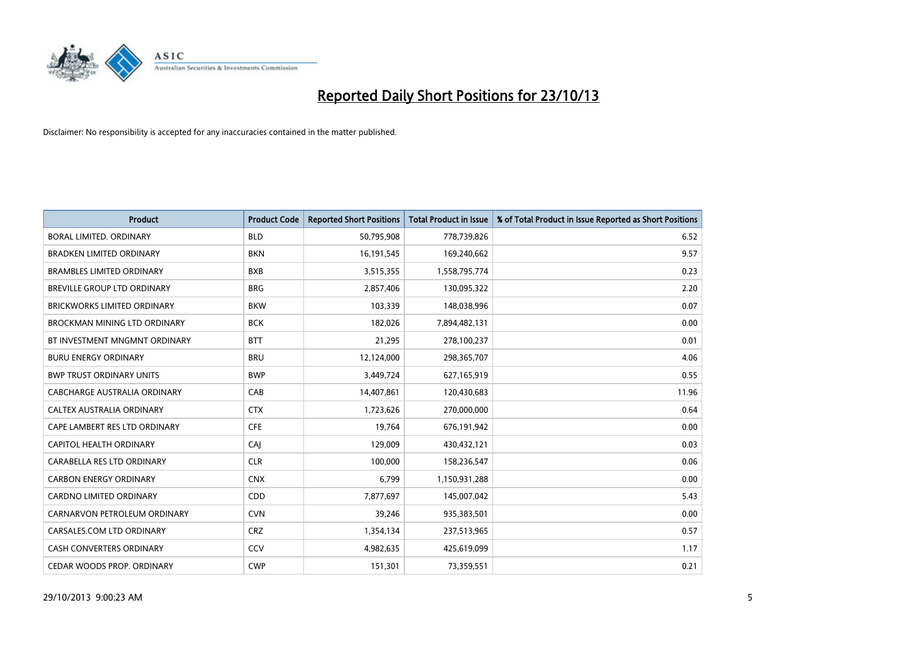# Reported Daily Short Positions for 23/10/13

Disclaimer: No responsibility is accepted for any inaccuracies contained in the matter published.

| Product | Product Code | Reported Short Positions | Total Product in Issue | % of Total Product in Issue Reported as Short Positions |
|---|---|---|---|---|
| BORAL LIMITED. ORDINARY | BLD | 50,795,908 | 778,739,826 | 6.52 |
| BRADKEN LIMITED ORDINARY | BKN | 16,191,545 | 169,240,662 | 9.57 |
| BRAMBLES LIMITED ORDINARY | BXB | 3,515,355 | 1,558,795,774 | 0.23 |
| BREVILLE GROUP LTD ORDINARY | BRG | 2,857,406 | 130,095,322 | 2.20 |
| BRICKWORKS LIMITED ORDINARY | BKW | 103,339 | 148,038,996 | 0.07 |
| BROCKMAN MINING LTD ORDINARY | BCK | 182,026 | 7,894,482,131 | 0.00 |
| BT INVESTMENT MNGMNT ORDINARY | BTT | 21,295 | 278,100,237 | 0.01 |
| BURU ENERGY ORDINARY | BRU | 12,124,000 | 298,365,707 | 4.06 |
| BWP TRUST ORDINARY UNITS | BWP | 3,449,724 | 627,165,919 | 0.55 |
| CABCHARGE AUSTRALIA ORDINARY | CAB | 14,407,861 | 120,430,683 | 11.96 |
| CALTEX AUSTRALIA ORDINARY | CTX | 1,723,626 | 270,000,000 | 0.64 |
| CAPE LAMBERT RES LTD ORDINARY | CFE | 19,764 | 676,191,942 | 0.00 |
| CAPITOL HEALTH ORDINARY | CAJ | 129,009 | 430,432,121 | 0.03 |
| CARABELLA RES LTD ORDINARY | CLR | 100,000 | 158,236,547 | 0.06 |
| CARBON ENERGY ORDINARY | CNX | 6,799 | 1,150,931,288 | 0.00 |
| CARDNO LIMITED ORDINARY | CDD | 7,877,697 | 145,007,042 | 5.43 |
| CARNARVON PETROLEUM ORDINARY | CVN | 39,246 | 935,383,501 | 0.00 |
| CARSALES.COM LTD ORDINARY | CRZ | 1,354,134 | 237,513,965 | 0.57 |
| CASH CONVERTERS ORDINARY | CCV | 4,982,635 | 425,619,099 | 1.17 |
| CEDAR WOODS PROP. ORDINARY | CWP | 151,301 | 73,359,551 | 0.21 |

29/10/2013 9:00:23 AM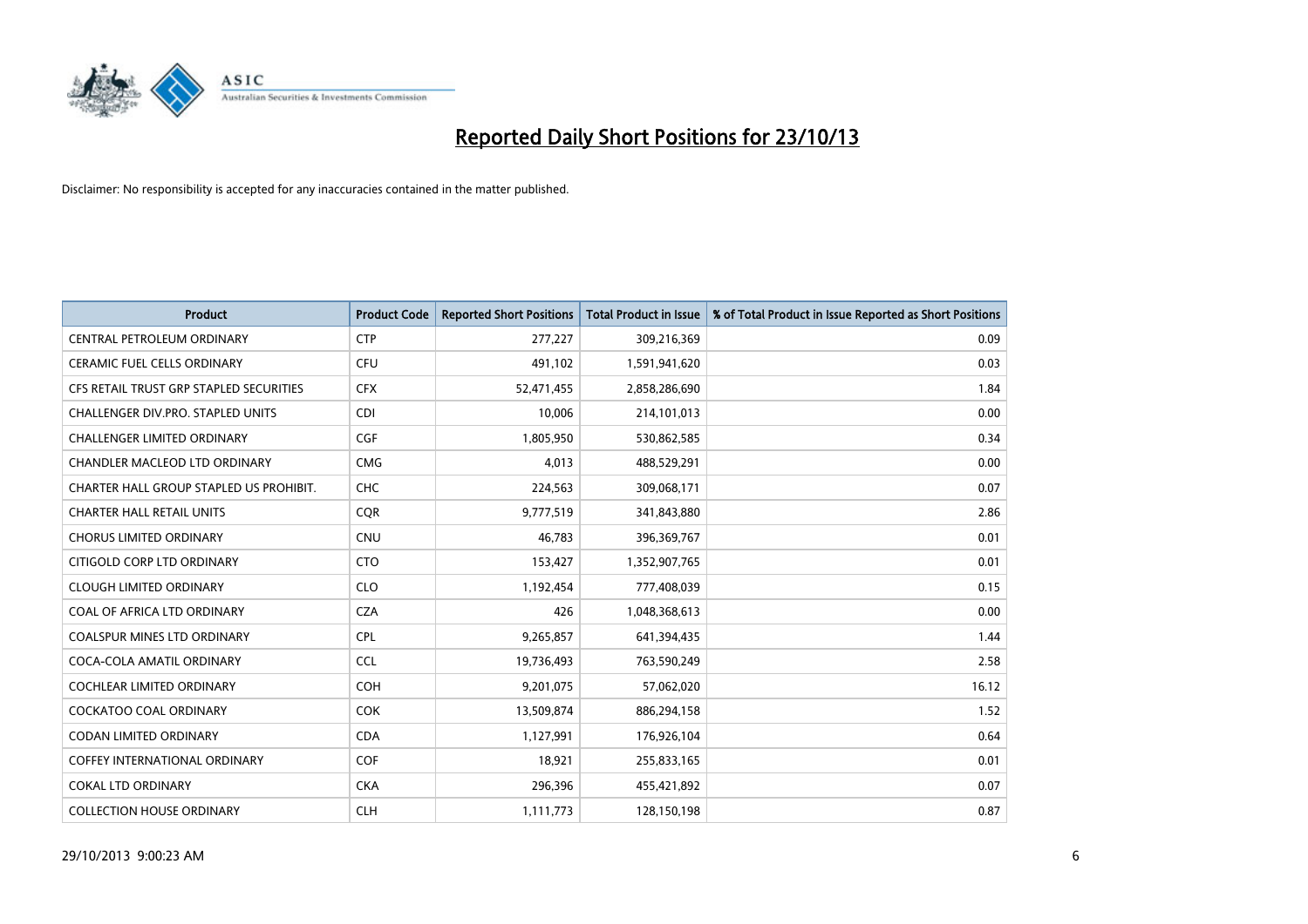# Reported Daily Short Positions for 23/10/13

Disclaimer: No responsibility is accepted for any inaccuracies contained in the matter published.

| Product | Product Code | Reported Short Positions | Total Product in Issue | % of Total Product in Issue Reported as Short Positions |
|---|---|---|---|---|
| CENTRAL PETROLEUM ORDINARY | CTP | 277,227 | 309,216,369 | 0.09 |
| CERAMIC FUEL CELLS ORDINARY | CFU | 491,102 | 1,591,941,620 | 0.03 |
| CFS RETAIL TRUST GRP STAPLED SECURITIES | CFX | 52,471,455 | 2,858,286,690 | 1.84 |
| CHALLENGER DIV.PRO. STAPLED UNITS | CDI | 10,006 | 214,101,013 | 0.00 |
| CHALLENGER LIMITED ORDINARY | CGF | 1,805,950 | 530,862,585 | 0.34 |
| CHANDLER MACLEOD LTD ORDINARY | CMG | 4,013 | 488,529,291 | 0.00 |
| CHARTER HALL GROUP STAPLED US PROHIBIT. | CHC | 224,563 | 309,068,171 | 0.07 |
| CHARTER HALL RETAIL UNITS | CQR | 9,777,519 | 341,843,880 | 2.86 |
| CHORUS LIMITED ORDINARY | CNU | 46,783 | 396,369,767 | 0.01 |
| CITIGOLD CORP LTD ORDINARY | CTO | 153,427 | 1,352,907,765 | 0.01 |
| CLOUGH LIMITED ORDINARY | CLO | 1,192,454 | 777,408,039 | 0.15 |
| COAL OF AFRICA LTD ORDINARY | CZA | 426 | 1,048,368,613 | 0.00 |
| COALSPUR MINES LTD ORDINARY | CPL | 9,265,857 | 641,394,435 | 1.44 |
| COCA-COLA AMATIL ORDINARY | CCL | 19,736,493 | 763,590,249 | 2.58 |
| COCHLEAR LIMITED ORDINARY | COH | 9,201,075 | 57,062,020 | 16.12 |
| COCKATOO COAL ORDINARY | COK | 13,509,874 | 886,294,158 | 1.52 |
| CODAN LIMITED ORDINARY | CDA | 1,127,991 | 176,926,104 | 0.64 |
| COFFEY INTERNATIONAL ORDINARY | COF | 18,921 | 255,833,165 | 0.01 |
| COKAL LTD ORDINARY | CKA | 296,396 | 455,421,892 | 0.07 |
| COLLECTION HOUSE ORDINARY | CLH | 1,111,773 | 128,150,198 | 0.87 |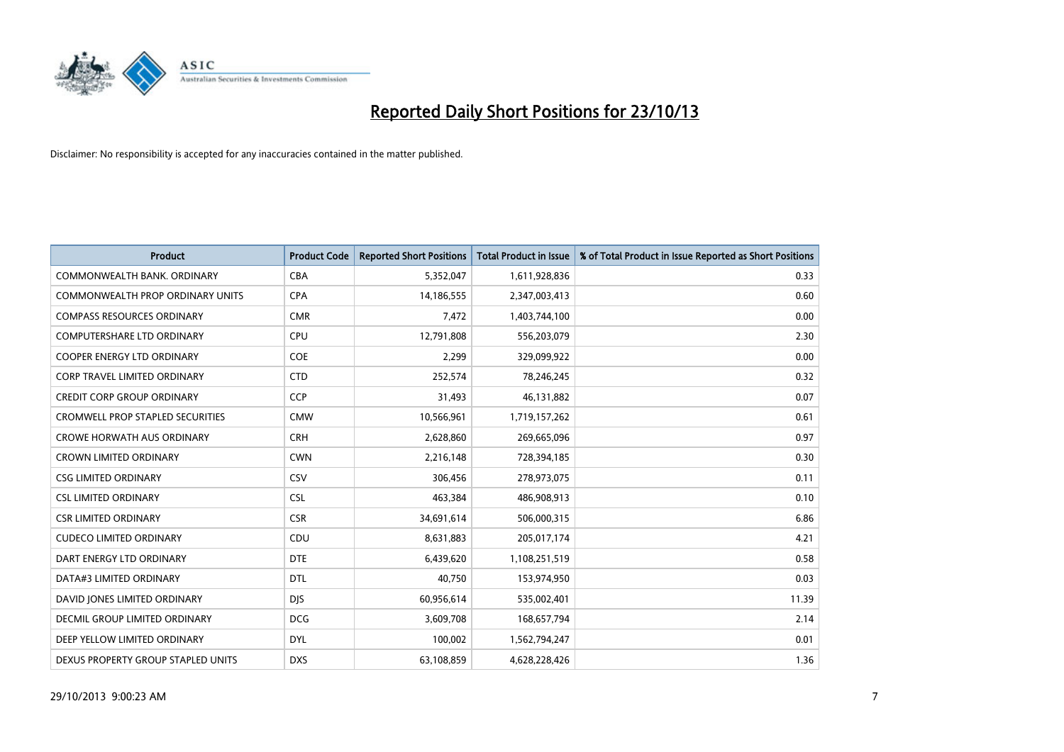# Reported Daily Short Positions for 23/10/13

Disclaimer: No responsibility is accepted for any inaccuracies contained in the matter published.

| Product | Product Code | Reported Short Positions | Total Product in Issue | % of Total Product in Issue Reported as Short Positions |
|---|---|---|---|---|
| COMMONWEALTH BANK. ORDINARY | CBA | 5,352,047 | 1,611,928,836 | 0.33 |
| COMMONWEALTH PROP ORDINARY UNITS | CPA | 14,186,555 | 2,347,003,413 | 0.60 |
| COMPASS RESOURCES ORDINARY | CMR | 7,472 | 1,403,744,100 | 0.00 |
| COMPUTERSHARE LTD ORDINARY | CPU | 12,791,808 | 556,203,079 | 2.30 |
| COOPER ENERGY LTD ORDINARY | COE | 2,299 | 329,099,922 | 0.00 |
| CORP TRAVEL LIMITED ORDINARY | CTD | 252,574 | 78,246,245 | 0.32 |
| CREDIT CORP GROUP ORDINARY | CCP | 31,493 | 46,131,882 | 0.07 |
| CROMWELL PROP STAPLED SECURITIES | CMW | 10,566,961 | 1,719,157,262 | 0.61 |
| CROWE HORWATH AUS ORDINARY | CRH | 2,628,860 | 269,665,096 | 0.97 |
| CROWN LIMITED ORDINARY | CWN | 2,216,148 | 728,394,185 | 0.30 |
| CSG LIMITED ORDINARY | CSV | 306,456 | 278,973,075 | 0.11 |
| CSL LIMITED ORDINARY | CSL | 463,384 | 486,908,913 | 0.10 |
| CSR LIMITED ORDINARY | CSR | 34,691,614 | 506,000,315 | 6.86 |
| CUDECO LIMITED ORDINARY | CDU | 8,631,883 | 205,017,174 | 4.21 |
| DART ENERGY LTD ORDINARY | DTE | 6,439,620 | 1,108,251,519 | 0.58 |
| DATA#3 LIMITED ORDINARY | DTL | 40,750 | 153,974,950 | 0.03 |
| DAVID JONES LIMITED ORDINARY | DJS | 60,956,614 | 535,002,401 | 11.39 |
| DECMIL GROUP LIMITED ORDINARY | DCG | 3,609,708 | 168,657,794 | 2.14 |
| DEEP YELLOW LIMITED ORDINARY | DYL | 100,002 | 1,562,794,247 | 0.01 |
| DEXUS PROPERTY GROUP STAPLED UNITS | DXS | 63,108,859 | 4,628,228,426 | 1.36 |

29/10/2013 9:00:23 AM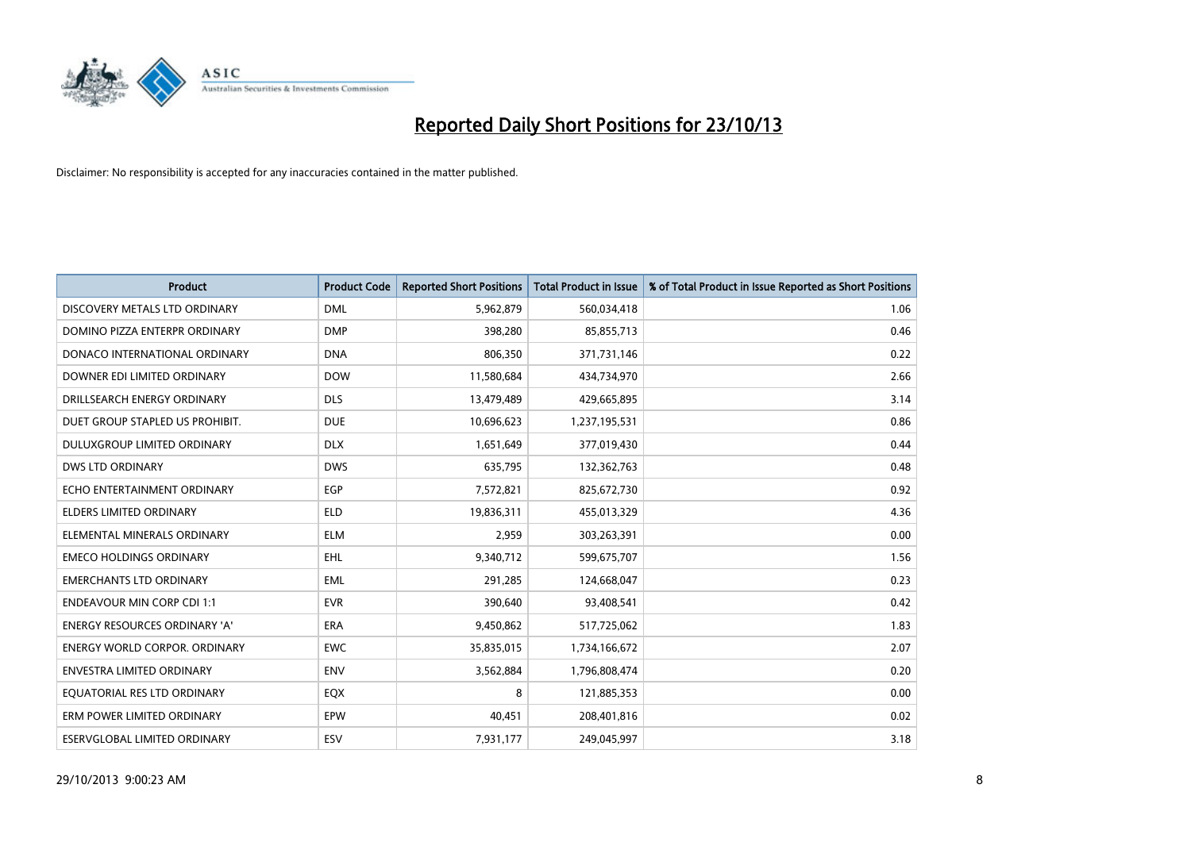# Reported Daily Short Positions for 23/10/13

Disclaimer: No responsibility is accepted for any inaccuracies contained in the matter published.

| Product | Product Code | Reported Short Positions | Total Product in Issue | % of Total Product in Issue Reported as Short Positions |
| --- | --- | --- | --- | --- |
| DISCOVERY METALS LTD ORDINARY | DML | 5,962,879 | 560,034,418 | 1.06 |
| DOMINO PIZZA ENTERPR ORDINARY | DMP | 398,280 | 85,855,713 | 0.46 |
| DONACO INTERNATIONAL ORDINARY | DNA | 806,350 | 371,731,146 | 0.22 |
| DOWNER EDI LIMITED ORDINARY | DOW | 11,580,684 | 434,734,970 | 2.66 |
| DRILLSEARCH ENERGY ORDINARY | DLS | 13,479,489 | 429,665,895 | 3.14 |
| DUET GROUP STAPLED US PROHIBIT. | DUE | 10,696,623 | 1,237,195,531 | 0.86 |
| DULUXGROUP LIMITED ORDINARY | DLX | 1,651,649 | 377,019,430 | 0.44 |
| DWS LTD ORDINARY | DWS | 635,795 | 132,362,763 | 0.48 |
| ECHO ENTERTAINMENT ORDINARY | EGP | 7,572,821 | 825,672,730 | 0.92 |
| ELDERS LIMITED ORDINARY | ELD | 19,836,311 | 455,013,329 | 4.36 |
| ELEMENTAL MINERALS ORDINARY | ELM | 2,959 | 303,263,391 | 0.00 |
| EMECO HOLDINGS ORDINARY | EHL | 9,340,712 | 599,675,707 | 1.56 |
| EMERCHANTS LTD ORDINARY | EML | 291,285 | 124,668,047 | 0.23 |
| ENDEAVOUR MIN CORP CDI 1:1 | EVR | 390,640 | 93,408,541 | 0.42 |
| ENERGY RESOURCES ORDINARY 'A' | ERA | 9,450,862 | 517,725,062 | 1.83 |
| ENERGY WORLD CORPOR. ORDINARY | EWC | 35,835,015 | 1,734,166,672 | 2.07 |
| ENVESTRA LIMITED ORDINARY | ENV | 3,562,884 | 1,796,808,474 | 0.20 |
| EQUATORIAL RES LTD ORDINARY | EQX | 8 | 121,885,353 | 0.00 |
| ERM POWER LIMITED ORDINARY | EPW | 40,451 | 208,401,816 | 0.02 |
| ESERVGLOBAL LIMITED ORDINARY | ESV | 7,931,177 | 249,045,997 | 3.18 |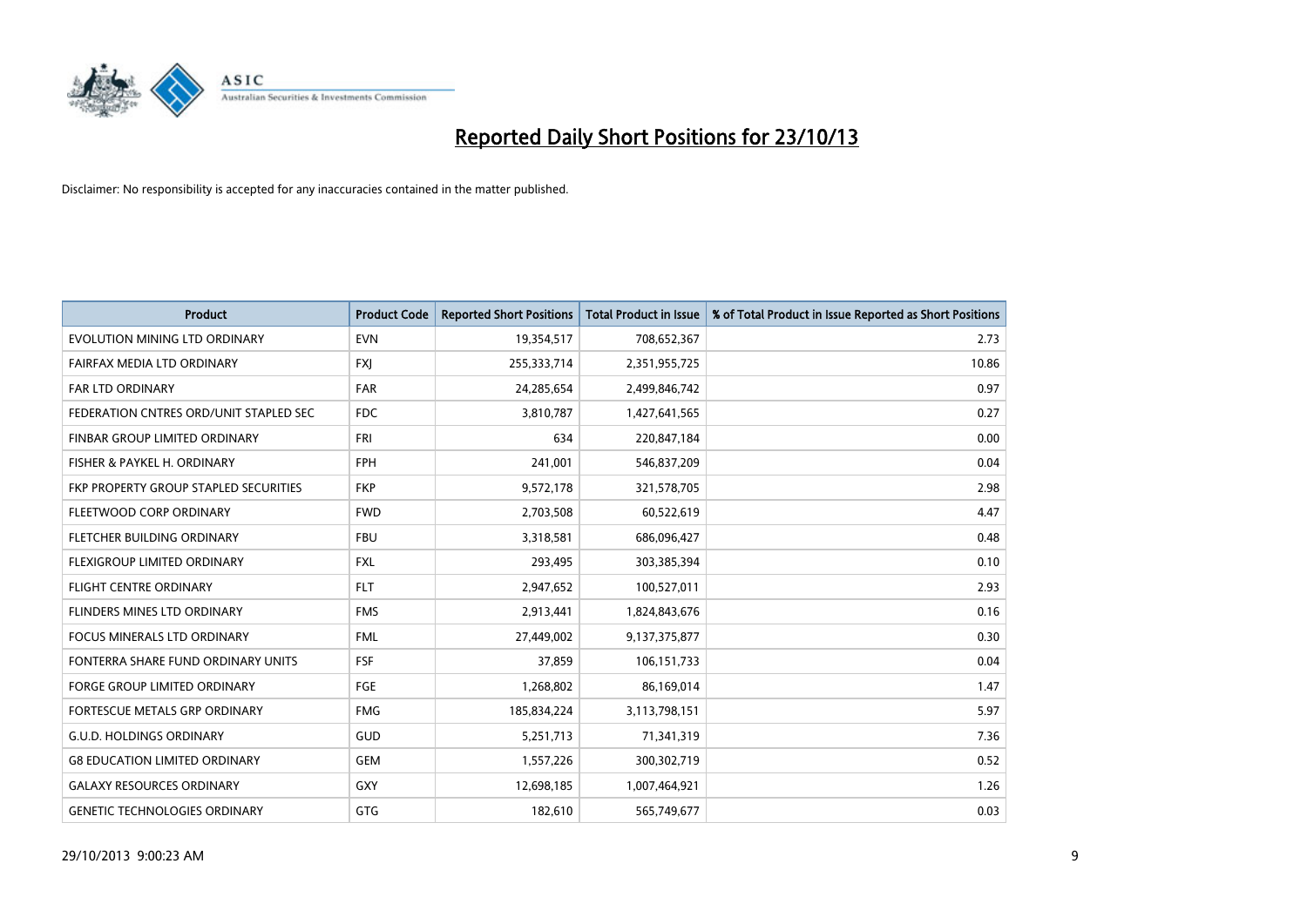# Reported Daily Short Positions for 23/10/13

Disclaimer: No responsibility is accepted for any inaccuracies contained in the matter published.

| Product | Product Code | Reported Short Positions | Total Product in Issue | % of Total Product in Issue Reported as Short Positions |
|---|---|---|---|---|
| EVOLUTION MINING LTD ORDINARY | EVN | 19,354,517 | 708,652,367 | 2.73 |
| FAIRFAX MEDIA LTD ORDINARY | FXJ | 255,333,714 | 2,351,955,725 | 10.86 |
| FAR LTD ORDINARY | FAR | 24,285,654 | 2,499,846,742 | 0.97 |
| FEDERATION CNTRES ORD/UNIT STAPLED SEC | FDC | 3,810,787 | 1,427,641,565 | 0.27 |
| FINBAR GROUP LIMITED ORDINARY | FRI | 634 | 220,847,184 | 0.00 |
| FISHER & PAYKEL H. ORDINARY | FPH | 241,001 | 546,837,209 | 0.04 |
| FKP PROPERTY GROUP STAPLED SECURITIES | FKP | 9,572,178 | 321,578,705 | 2.98 |
| FLEETWOOD CORP ORDINARY | FWD | 2,703,508 | 60,522,619 | 4.47 |
| FLETCHER BUILDING ORDINARY | FBU | 3,318,581 | 686,096,427 | 0.48 |
| FLEXIGROUP LIMITED ORDINARY | FXL | 293,495 | 303,385,394 | 0.10 |
| FLIGHT CENTRE ORDINARY | FLT | 2,947,652 | 100,527,011 | 2.93 |
| FLINDERS MINES LTD ORDINARY | FMS | 2,913,441 | 1,824,843,676 | 0.16 |
| FOCUS MINERALS LTD ORDINARY | FML | 27,449,002 | 9,137,375,877 | 0.30 |
| FONTERRA SHARE FUND ORDINARY UNITS | FSF | 37,859 | 106,151,733 | 0.04 |
| FORGE GROUP LIMITED ORDINARY | FGE | 1,268,802 | 86,169,014 | 1.47 |
| FORTESCUE METALS GRP ORDINARY | FMG | 185,834,224 | 3,113,798,151 | 5.97 |
| G.U.D. HOLDINGS ORDINARY | GUD | 5,251,713 | 71,341,319 | 7.36 |
| G8 EDUCATION LIMITED ORDINARY | GEM | 1,557,226 | 300,302,719 | 0.52 |
| GALAXY RESOURCES ORDINARY | GXY | 12,698,185 | 1,007,464,921 | 1.26 |
| GENETIC TECHNOLOGIES ORDINARY | GTG | 182,610 | 565,749,677 | 0.03 |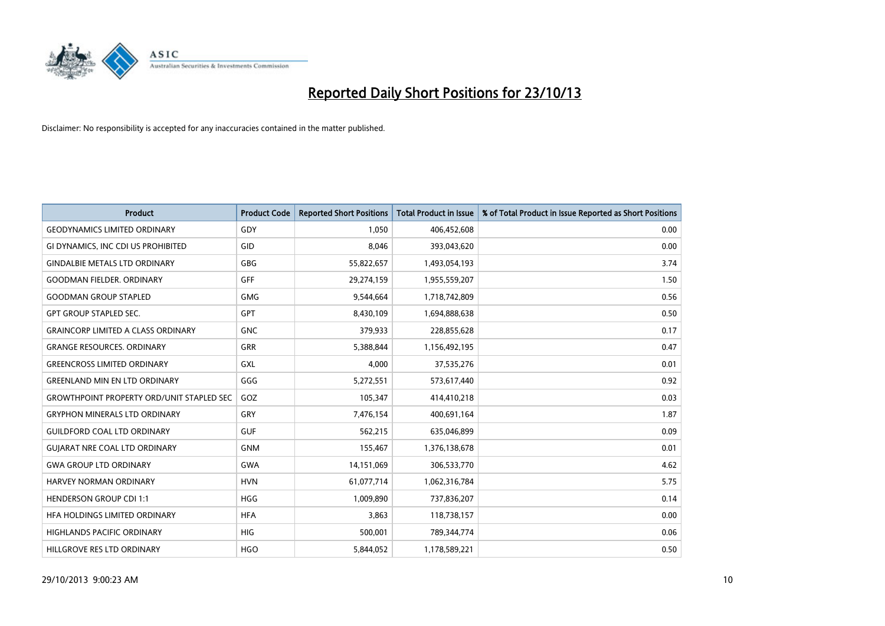# Reported Daily Short Positions for 23/10/13

Disclaimer: No responsibility is accepted for any inaccuracies contained in the matter published.

| Product | Product Code | Reported Short Positions | Total Product in Issue | % of Total Product in Issue Reported as Short Positions |
|---|---|---|---|---|
| GEODYNAMICS LIMITED ORDINARY | GDY | 1,050 | 406,452,608 | 0.00 |
| GI DYNAMICS, INC CDI US PROHIBITED | GID | 8,046 | 393,043,620 | 0.00 |
| GINDALBIE METALS LTD ORDINARY | GBG | 55,822,657 | 1,493,054,193 | 3.74 |
| GOODMAN FIELDER. ORDINARY | GFF | 29,274,159 | 1,955,559,207 | 1.50 |
| GOODMAN GROUP STAPLED | GMG | 9,544,664 | 1,718,742,809 | 0.56 |
| GPT GROUP STAPLED SEC. | GPT | 8,430,109 | 1,694,888,638 | 0.50 |
| GRAINCORP LIMITED A CLASS ORDINARY | GNC | 379,933 | 228,855,628 | 0.17 |
| GRANGE RESOURCES. ORDINARY | GRR | 5,388,844 | 1,156,492,195 | 0.47 |
| GREENCROSS LIMITED ORDINARY | GXL | 4,000 | 37,535,276 | 0.01 |
| GREENLAND MIN EN LTD ORDINARY | GGG | 5,272,551 | 573,617,440 | 0.92 |
| GROWTHPOINT PROPERTY ORD/UNIT STAPLED SEC | GOZ | 105,347 | 414,410,218 | 0.03 |
| GRYPHON MINERALS LTD ORDINARY | GRY | 7,476,154 | 400,691,164 | 1.87 |
| GUILDFORD COAL LTD ORDINARY | GUF | 562,215 | 635,046,899 | 0.09 |
| GUJARAT NRE COAL LTD ORDINARY | GNM | 155,467 | 1,376,138,678 | 0.01 |
| GWA GROUP LTD ORDINARY | GWA | 14,151,069 | 306,533,770 | 4.62 |
| HARVEY NORMAN ORDINARY | HVN | 61,077,714 | 1,062,316,784 | 5.75 |
| HENDERSON GROUP CDI 1:1 | HGG | 1,009,890 | 737,836,207 | 0.14 |
| HFA HOLDINGS LIMITED ORDINARY | HFA | 3,863 | 118,738,157 | 0.00 |
| HIGHLANDS PACIFIC ORDINARY | HIG | 500,001 | 789,344,774 | 0.06 |
| HILLGROVE RES LTD ORDINARY | HGO | 5,844,052 | 1,178,589,221 | 0.50 |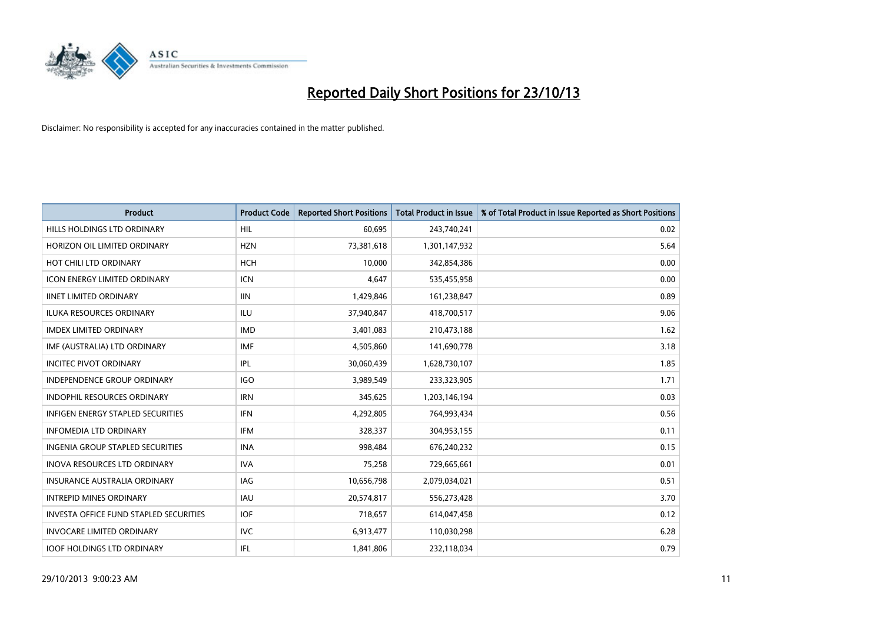# Reported Daily Short Positions for 23/10/13

Disclaimer: No responsibility is accepted for any inaccuracies contained in the matter published.

| Product | Product Code | Reported Short Positions | Total Product in Issue | % of Total Product in Issue Reported as Short Positions |
|---|---|---|---|---|
| HILLS HOLDINGS LTD ORDINARY | HIL | 60,695 | 243,740,241 | 0.02 |
| HORIZON OIL LIMITED ORDINARY | HZN | 73,381,618 | 1,301,147,932 | 5.64 |
| HOT CHILI LTD ORDINARY | HCH | 10,000 | 342,854,386 | 0.00 |
| ICON ENERGY LIMITED ORDINARY | ICN | 4,647 | 535,455,958 | 0.00 |
| IINET LIMITED ORDINARY | IIN | 1,429,846 | 161,238,847 | 0.89 |
| ILUKA RESOURCES ORDINARY | ILU | 37,940,847 | 418,700,517 | 9.06 |
| IMDEX LIMITED ORDINARY | IMD | 3,401,083 | 210,473,188 | 1.62 |
| IMF (AUSTRALIA) LTD ORDINARY | IMF | 4,505,860 | 141,690,778 | 3.18 |
| INCITEC PIVOT ORDINARY | IPL | 30,060,439 | 1,628,730,107 | 1.85 |
| INDEPENDENCE GROUP ORDINARY | IGO | 3,989,549 | 233,323,905 | 1.71 |
| INDOPHIL RESOURCES ORDINARY | IRN | 345,625 | 1,203,146,194 | 0.03 |
| INFIGEN ENERGY STAPLED SECURITIES | IFN | 4,292,805 | 764,993,434 | 0.56 |
| INFOMEDIA LTD ORDINARY | IFM | 328,337 | 304,953,155 | 0.11 |
| INGENIA GROUP STAPLED SECURITIES | INA | 998,484 | 676,240,232 | 0.15 |
| INOVA RESOURCES LTD ORDINARY | IVA | 75,258 | 729,665,661 | 0.01 |
| INSURANCE AUSTRALIA ORDINARY | IAG | 10,656,798 | 2,079,034,021 | 0.51 |
| INTREPID MINES ORDINARY | IAU | 20,574,817 | 556,273,428 | 3.70 |
| INVESTA OFFICE FUND STAPLED SECURITIES | IOF | 718,657 | 614,047,458 | 0.12 |
| INVOCARE LIMITED ORDINARY | IVC | 6,913,477 | 110,030,298 | 6.28 |
| IOOF HOLDINGS LTD ORDINARY | IFL | 1,841,806 | 232,118,034 | 0.79 |

29/10/2013 9:00:23 AM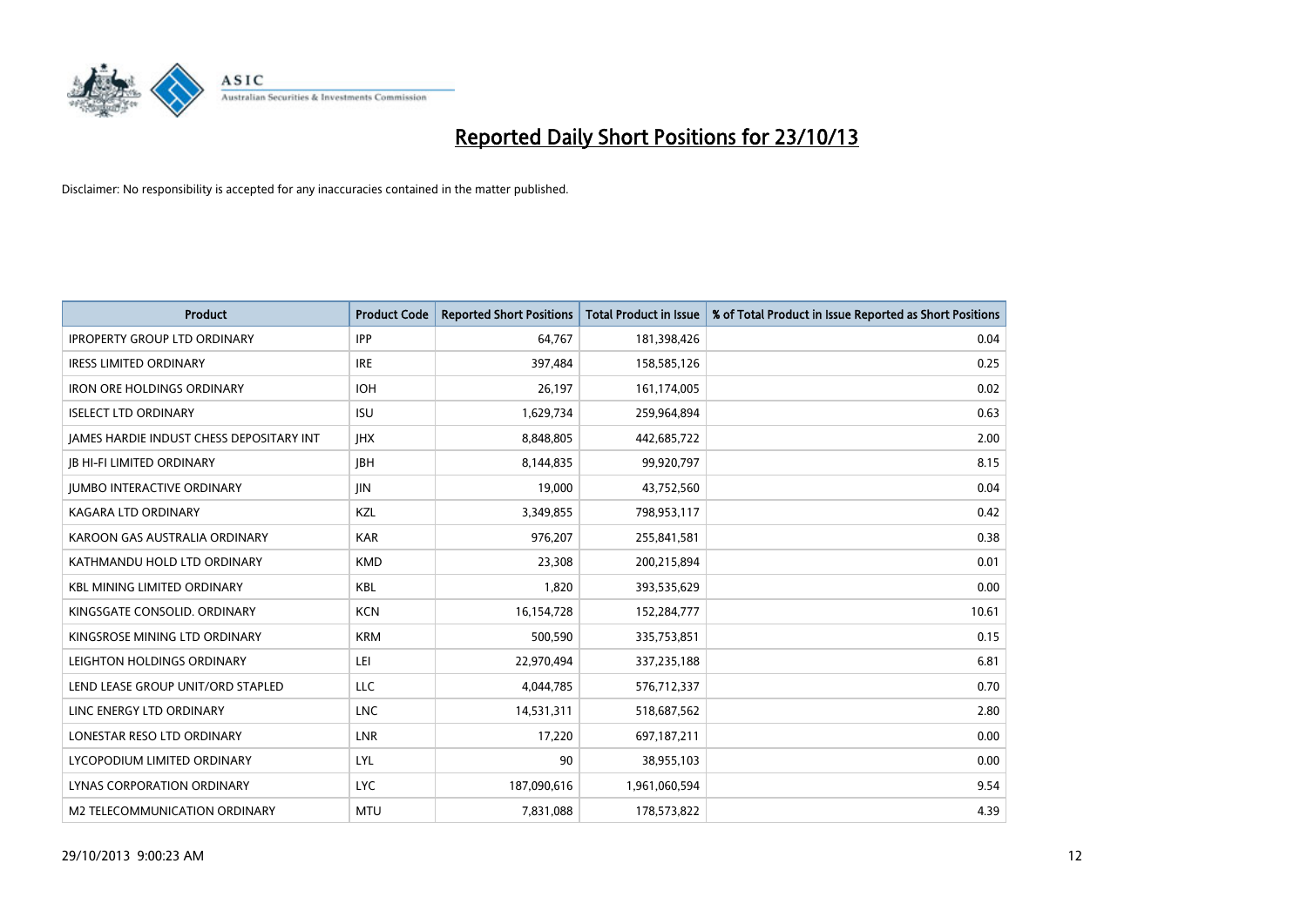# Reported Daily Short Positions for 23/10/13

Disclaimer: No responsibility is accepted for any inaccuracies contained in the matter published.

| Product | Product Code | Reported Short Positions | Total Product in Issue | % of Total Product in Issue Reported as Short Positions |
|---|---|---|---|---|
| IPROPERTY GROUP LTD ORDINARY | IPP | 64,767 | 181,398,426 | 0.04 |
| IRESS LIMITED ORDINARY | IRE | 397,484 | 158,585,126 | 0.25 |
| IRON ORE HOLDINGS ORDINARY | IOH | 26,197 | 161,174,005 | 0.02 |
| ISELECT LTD ORDINARY | ISU | 1,629,734 | 259,964,894 | 0.63 |
| JAMES HARDIE INDUST CHESS DEPOSITARY INT | JHX | 8,848,805 | 442,685,722 | 2.00 |
| JB HI-FI LIMITED ORDINARY | JBH | 8,144,835 | 99,920,797 | 8.15 |
| JUMBO INTERACTIVE ORDINARY | JIN | 19,000 | 43,752,560 | 0.04 |
| KAGARA LTD ORDINARY | KZL | 3,349,855 | 798,953,117 | 0.42 |
| KAROON GAS AUSTRALIA ORDINARY | KAR | 976,207 | 255,841,581 | 0.38 |
| KATHMANDU HOLD LTD ORDINARY | KMD | 23,308 | 200,215,894 | 0.01 |
| KBL MINING LIMITED ORDINARY | KBL | 1,820 | 393,535,629 | 0.00 |
| KINGSGATE CONSOLID. ORDINARY | KCN | 16,154,728 | 152,284,777 | 10.61 |
| KINGSROSE MINING LTD ORDINARY | KRM | 500,590 | 335,753,851 | 0.15 |
| LEIGHTON HOLDINGS ORDINARY | LEI | 22,970,494 | 337,235,188 | 6.81 |
| LEND LEASE GROUP UNIT/ORD STAPLED | LLC | 4,044,785 | 576,712,337 | 0.70 |
| LINC ENERGY LTD ORDINARY | LNC | 14,531,311 | 518,687,562 | 2.80 |
| LONESTAR RESO LTD ORDINARY | LNR | 17,220 | 697,187,211 | 0.00 |
| LYCOPODIUM LIMITED ORDINARY | LYL | 90 | 38,955,103 | 0.00 |
| LYNAS CORPORATION ORDINARY | LYC | 187,090,616 | 1,961,060,594 | 9.54 |
| M2 TELECOMMUNICATION ORDINARY | MTU | 7,831,088 | 178,573,822 | 4.39 |

29/10/2013 9:00:23 AM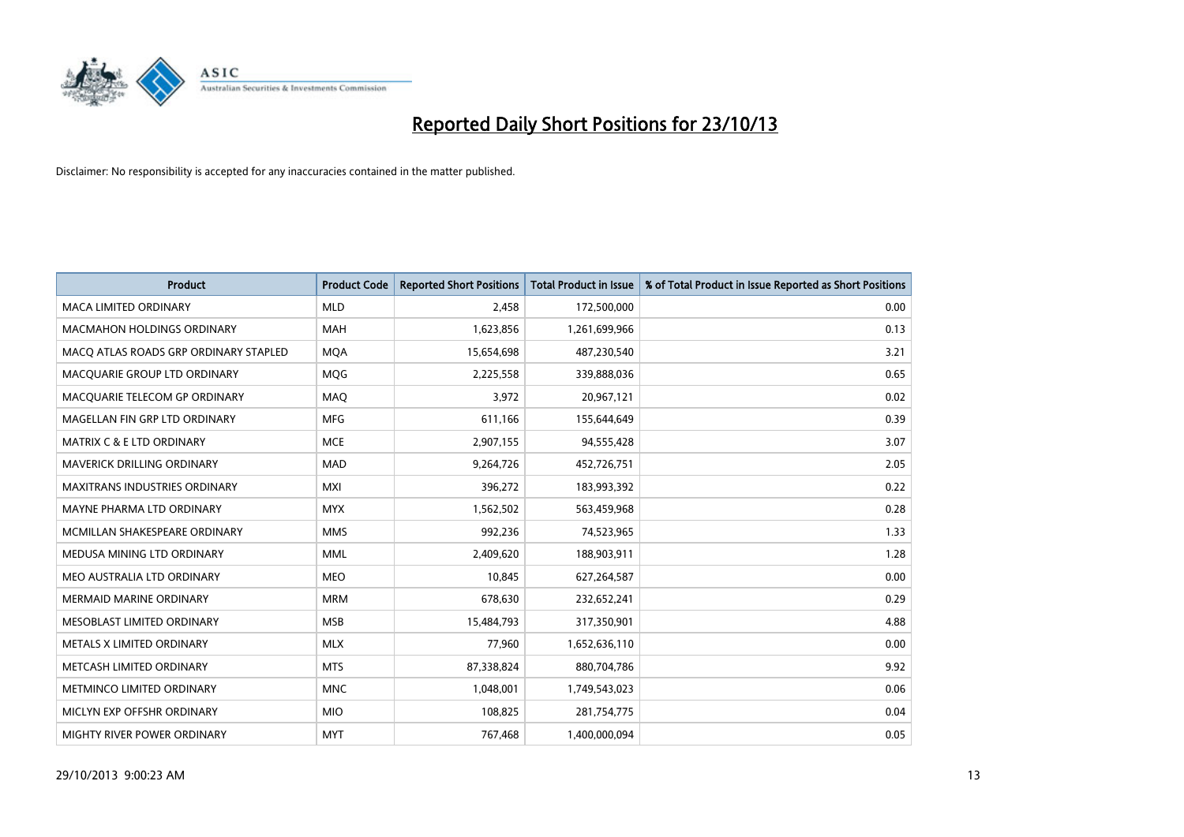# Reported Daily Short Positions for 23/10/13

Disclaimer: No responsibility is accepted for any inaccuracies contained in the matter published.

| Product | Product Code | Reported Short Positions | Total Product in Issue | % of Total Product in Issue Reported as Short Positions |
|---|---|---|---|---|
| MACA LIMITED ORDINARY | MLD | 2,458 | 172,500,000 | 0.00 |
| MACMAHON HOLDINGS ORDINARY | MAH | 1,623,856 | 1,261,699,966 | 0.13 |
| MACQ ATLAS ROADS GRP ORDINARY STAPLED | MQA | 15,654,698 | 487,230,540 | 3.21 |
| MACQUARIE GROUP LTD ORDINARY | MQG | 2,225,558 | 339,888,036 | 0.65 |
| MACQUARIE TELECOM GP ORDINARY | MAQ | 3,972 | 20,967,121 | 0.02 |
| MAGELLAN FIN GRP LTD ORDINARY | MFG | 611,166 | 155,644,649 | 0.39 |
| MATRIX C & E LTD ORDINARY | MCE | 2,907,155 | 94,555,428 | 3.07 |
| MAVERICK DRILLING ORDINARY | MAD | 9,264,726 | 452,726,751 | 2.05 |
| MAXITRANS INDUSTRIES ORDINARY | MXI | 396,272 | 183,993,392 | 0.22 |
| MAYNE PHARMA LTD ORDINARY | MYX | 1,562,502 | 563,459,968 | 0.28 |
| MCMILLAN SHAKESPEARE ORDINARY | MMS | 992,236 | 74,523,965 | 1.33 |
| MEDUSA MINING LTD ORDINARY | MML | 2,409,620 | 188,903,911 | 1.28 |
| MEO AUSTRALIA LTD ORDINARY | MEO | 10,845 | 627,264,587 | 0.00 |
| MERMAID MARINE ORDINARY | MRM | 678,630 | 232,652,241 | 0.29 |
| MESOBLAST LIMITED ORDINARY | MSB | 15,484,793 | 317,350,901 | 4.88 |
| METALS X LIMITED ORDINARY | MLX | 77,960 | 1,652,636,110 | 0.00 |
| METCASH LIMITED ORDINARY | MTS | 87,338,824 | 880,704,786 | 9.92 |
| METMINCO LIMITED ORDINARY | MNC | 1,048,001 | 1,749,543,023 | 0.06 |
| MICLYN EXP OFFSHR ORDINARY | MIO | 108,825 | 281,754,775 | 0.04 |
| MIGHTY RIVER POWER ORDINARY | MYT | 767,468 | 1,400,000,094 | 0.05 |

29/10/2013 9:00:23 AM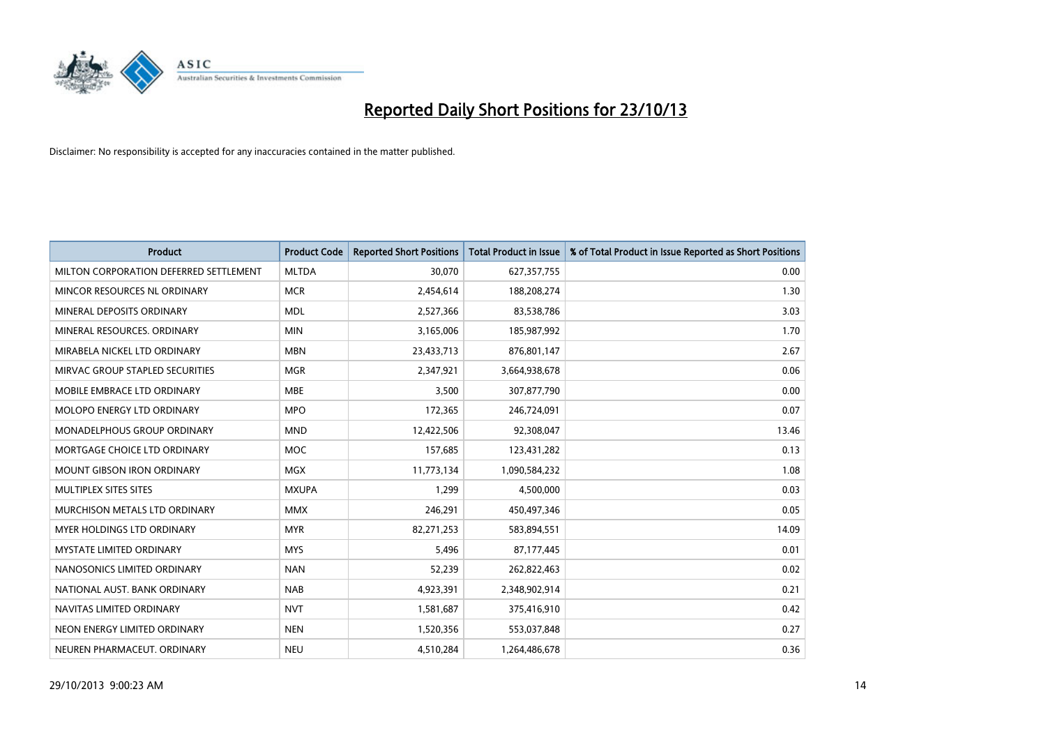# Reported Daily Short Positions for 23/10/13

Disclaimer: No responsibility is accepted for any inaccuracies contained in the matter published.

| Product | Product Code | Reported Short Positions | Total Product in Issue | % of Total Product in Issue Reported as Short Positions |
|---|---|---|---|---|
| MILTON CORPORATION DEFERRED SETTLEMENT | MLTDA | 30,070 | 627,357,755 | 0.00 |
| MINCOR RESOURCES NL ORDINARY | MCR | 2,454,614 | 188,208,274 | 1.30 |
| MINERAL DEPOSITS ORDINARY | MDL | 2,527,366 | 83,538,786 | 3.03 |
| MINERAL RESOURCES. ORDINARY | MIN | 3,165,006 | 185,987,992 | 1.70 |
| MIRABELA NICKEL LTD ORDINARY | MBN | 23,433,713 | 876,801,147 | 2.67 |
| MIRVAC GROUP STAPLED SECURITIES | MGR | 2,347,921 | 3,664,938,678 | 0.06 |
| MOBILE EMBRACE LTD ORDINARY | MBE | 3,500 | 307,877,790 | 0.00 |
| MOLOPO ENERGY LTD ORDINARY | MPO | 172,365 | 246,724,091 | 0.07 |
| MONADELPHOUS GROUP ORDINARY | MND | 12,422,506 | 92,308,047 | 13.46 |
| MORTGAGE CHOICE LTD ORDINARY | MOC | 157,685 | 123,431,282 | 0.13 |
| MOUNT GIBSON IRON ORDINARY | MGX | 11,773,134 | 1,090,584,232 | 1.08 |
| MULTIPLEX SITES SITES | MXUPA | 1,299 | 4,500,000 | 0.03 |
| MURCHISON METALS LTD ORDINARY | MMX | 246,291 | 450,497,346 | 0.05 |
| MYER HOLDINGS LTD ORDINARY | MYR | 82,271,253 | 583,894,551 | 14.09 |
| MYSTATE LIMITED ORDINARY | MYS | 5,496 | 87,177,445 | 0.01 |
| NANOSONICS LIMITED ORDINARY | NAN | 52,239 | 262,822,463 | 0.02 |
| NATIONAL AUST. BANK ORDINARY | NAB | 4,923,391 | 2,348,902,914 | 0.21 |
| NAVITAS LIMITED ORDINARY | NVT | 1,581,687 | 375,416,910 | 0.42 |
| NEON ENERGY LIMITED ORDINARY | NEN | 1,520,356 | 553,037,848 | 0.27 |
| NEUREN PHARMACEUT. ORDINARY | NEU | 4,510,284 | 1,264,486,678 | 0.36 |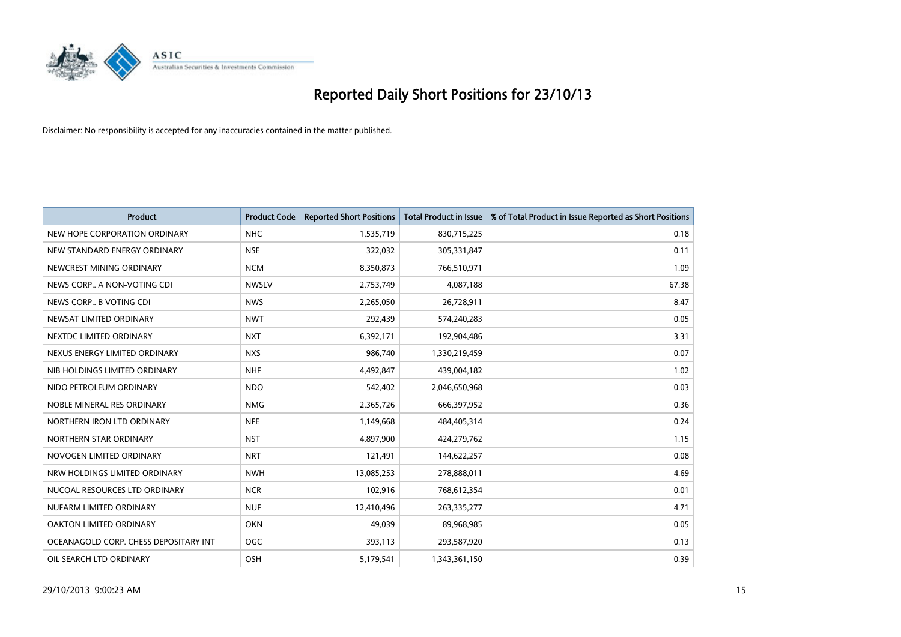# Reported Daily Short Positions for 23/10/13

Disclaimer: No responsibility is accepted for any inaccuracies contained in the matter published.

| Product | Product Code | Reported Short Positions | Total Product in Issue | % of Total Product in Issue Reported as Short Positions |
|---|---|---|---|---|
| NEW HOPE CORPORATION ORDINARY | NHC | 1,535,719 | 830,715,225 | 0.18 |
| NEW STANDARD ENERGY ORDINARY | NSE | 322,032 | 305,331,847 | 0.11 |
| NEWCREST MINING ORDINARY | NCM | 8,350,873 | 766,510,971 | 1.09 |
| NEWS CORP.. A NON-VOTING CDI | NWSLV | 2,753,749 | 4,087,188 | 67.38 |
| NEWS CORP.. B VOTING CDI | NWS | 2,265,050 | 26,728,911 | 8.47 |
| NEWSAT LIMITED ORDINARY | NWT | 292,439 | 574,240,283 | 0.05 |
| NEXTDC LIMITED ORDINARY | NXT | 6,392,171 | 192,904,486 | 3.31 |
| NEXUS ENERGY LIMITED ORDINARY | NXS | 986,740 | 1,330,219,459 | 0.07 |
| NIB HOLDINGS LIMITED ORDINARY | NHF | 4,492,847 | 439,004,182 | 1.02 |
| NIDO PETROLEUM ORDINARY | NDO | 542,402 | 2,046,650,968 | 0.03 |
| NOBLE MINERAL RES ORDINARY | NMG | 2,365,726 | 666,397,952 | 0.36 |
| NORTHERN IRON LTD ORDINARY | NFE | 1,149,668 | 484,405,314 | 0.24 |
| NORTHERN STAR ORDINARY | NST | 4,897,900 | 424,279,762 | 1.15 |
| NOVOGEN LIMITED ORDINARY | NRT | 121,491 | 144,622,257 | 0.08 |
| NRW HOLDINGS LIMITED ORDINARY | NWH | 13,085,253 | 278,888,011 | 4.69 |
| NUCOAL RESOURCES LTD ORDINARY | NCR | 102,916 | 768,612,354 | 0.01 |
| NUFARM LIMITED ORDINARY | NUF | 12,410,496 | 263,335,277 | 4.71 |
| OAKTON LIMITED ORDINARY | OKN | 49,039 | 89,968,985 | 0.05 |
| OCEANAGOLD CORP. CHESS DEPOSITARY INT | OGC | 393,113 | 293,587,920 | 0.13 |
| OIL SEARCH LTD ORDINARY | OSH | 5,179,541 | 1,343,361,150 | 0.39 |

29/10/2013 9:00:23 AM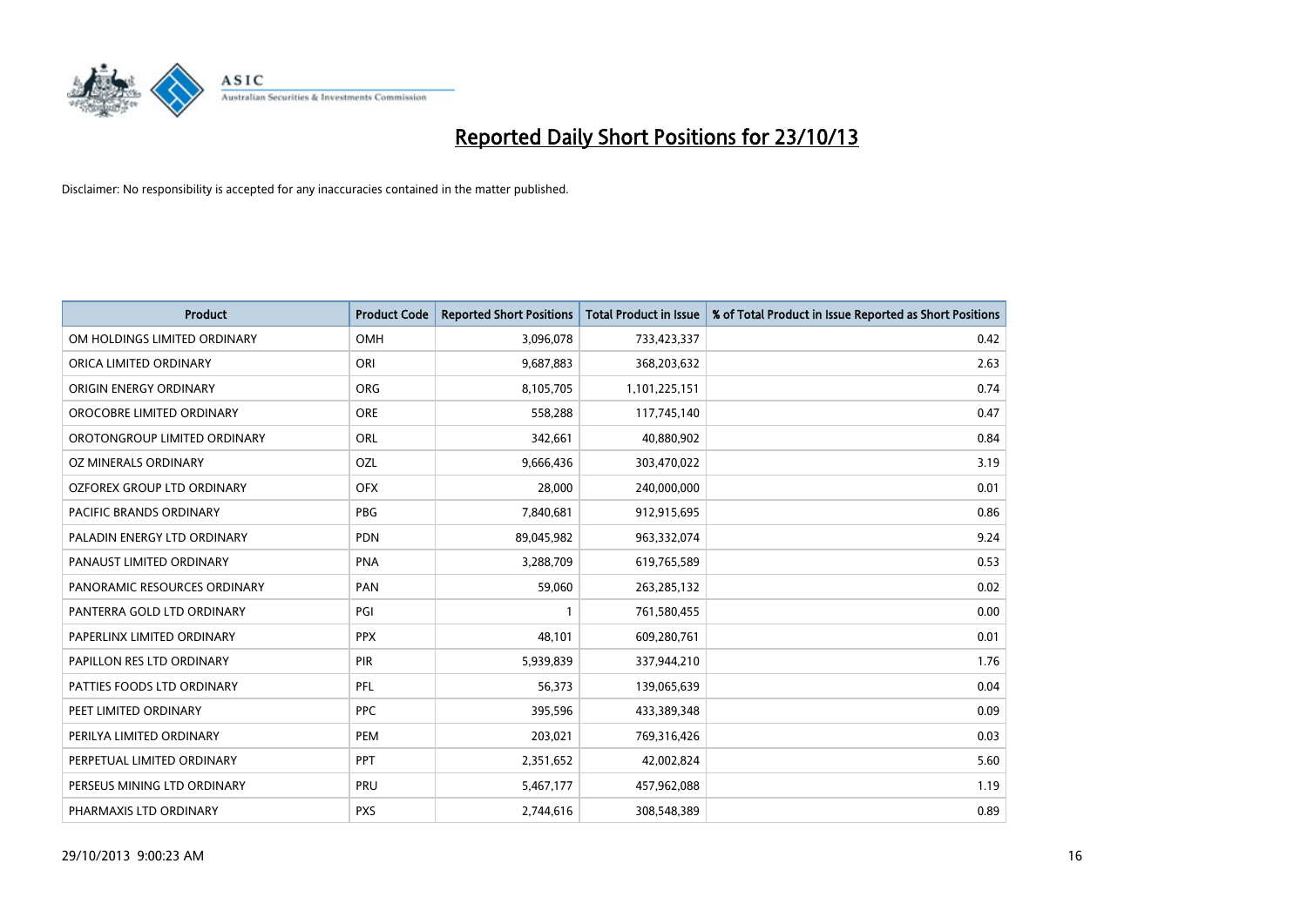# Reported Daily Short Positions for 23/10/13

Disclaimer: No responsibility is accepted for any inaccuracies contained in the matter published.

| Product | Product Code | Reported Short Positions | Total Product in Issue | % of Total Product in Issue Reported as Short Positions |
|---|---|---|---|---|
| OM HOLDINGS LIMITED ORDINARY | OMH | 3,096,078 | 733,423,337 | 0.42 |
| ORICA LIMITED ORDINARY | ORI | 9,687,883 | 368,203,632 | 2.63 |
| ORIGIN ENERGY ORDINARY | ORG | 8,105,705 | 1,101,225,151 | 0.74 |
| OROCOBRE LIMITED ORDINARY | ORE | 558,288 | 117,745,140 | 0.47 |
| OROTONGROUP LIMITED ORDINARY | ORL | 342,661 | 40,880,902 | 0.84 |
| OZ MINERALS ORDINARY | OZL | 9,666,436 | 303,470,022 | 3.19 |
| OZFOREX GROUP LTD ORDINARY | OFX | 28,000 | 240,000,000 | 0.01 |
| PACIFIC BRANDS ORDINARY | PBG | 7,840,681 | 912,915,695 | 0.86 |
| PALADIN ENERGY LTD ORDINARY | PDN | 89,045,982 | 963,332,074 | 9.24 |
| PANAUST LIMITED ORDINARY | PNA | 3,288,709 | 619,765,589 | 0.53 |
| PANORAMIC RESOURCES ORDINARY | PAN | 59,060 | 263,285,132 | 0.02 |
| PANTERRA GOLD LTD ORDINARY | PGI | 1 | 761,580,455 | 0.00 |
| PAPERLINX LIMITED ORDINARY | PPX | 48,101 | 609,280,761 | 0.01 |
| PAPILLON RES LTD ORDINARY | PIR | 5,939,839 | 337,944,210 | 1.76 |
| PATTIES FOODS LTD ORDINARY | PFL | 56,373 | 139,065,639 | 0.04 |
| PEET LIMITED ORDINARY | PPC | 395,596 | 433,389,348 | 0.09 |
| PERILYA LIMITED ORDINARY | PEM | 203,021 | 769,316,426 | 0.03 |
| PERPETUAL LIMITED ORDINARY | PPT | 2,351,652 | 42,002,824 | 5.60 |
| PERSEUS MINING LTD ORDINARY | PRU | 5,467,177 | 457,962,088 | 1.19 |
| PHARMAXIS LTD ORDINARY | PXS | 2,744,616 | 308,548,389 | 0.89 |

29/10/2013 9:00:23 AM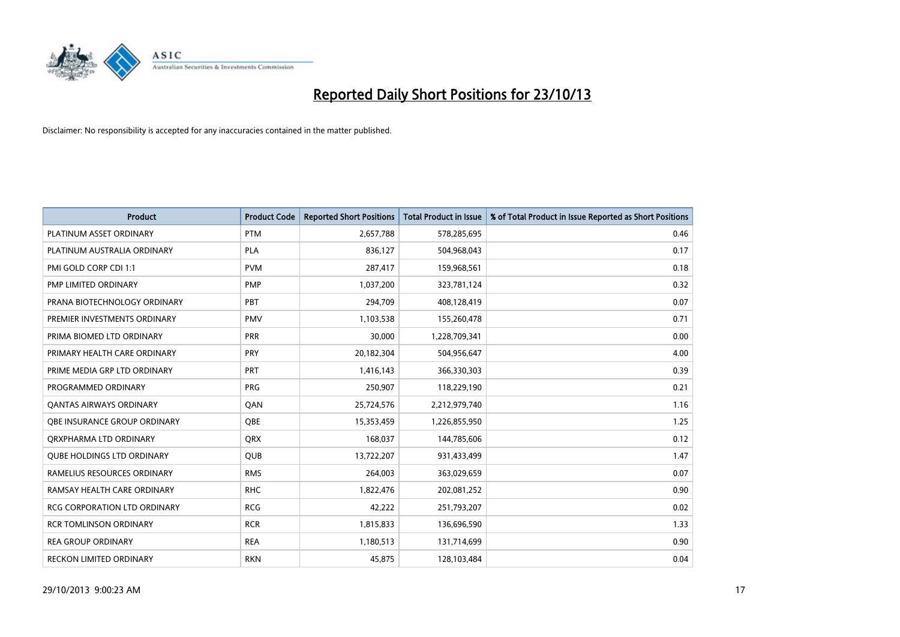# Reported Daily Short Positions for 23/10/13

Disclaimer: No responsibility is accepted for any inaccuracies contained in the matter published.

| Product | Product Code | Reported Short Positions | Total Product in Issue | % of Total Product in Issue Reported as Short Positions |
|---|---|---|---|---|
| PLATINUM ASSET ORDINARY | PTM | 2,657,788 | 578,285,695 | 0.46 |
| PLATINUM AUSTRALIA ORDINARY | PLA | 836,127 | 504,968,043 | 0.17 |
| PMI GOLD CORP CDI 1:1 | PVM | 287,417 | 159,968,561 | 0.18 |
| PMP LIMITED ORDINARY | PMP | 1,037,200 | 323,781,124 | 0.32 |
| PRANA BIOTECHNOLOGY ORDINARY | PBT | 294,709 | 408,128,419 | 0.07 |
| PREMIER INVESTMENTS ORDINARY | PMV | 1,103,538 | 155,260,478 | 0.71 |
| PRIMA BIOMED LTD ORDINARY | PRR | 30,000 | 1,228,709,341 | 0.00 |
| PRIMARY HEALTH CARE ORDINARY | PRY | 20,182,304 | 504,956,647 | 4.00 |
| PRIME MEDIA GRP LTD ORDINARY | PRT | 1,416,143 | 366,330,303 | 0.39 |
| PROGRAMMED ORDINARY | PRG | 250,907 | 118,229,190 | 0.21 |
| QANTAS AIRWAYS ORDINARY | QAN | 25,724,576 | 2,212,979,740 | 1.16 |
| QBE INSURANCE GROUP ORDINARY | QBE | 15,353,459 | 1,226,855,950 | 1.25 |
| QRXPHARMA LTD ORDINARY | QRX | 168,037 | 144,785,606 | 0.12 |
| QUBE HOLDINGS LTD ORDINARY | QUB | 13,722,207 | 931,433,499 | 1.47 |
| RAMELIUS RESOURCES ORDINARY | RMS | 264,003 | 363,029,659 | 0.07 |
| RAMSAY HEALTH CARE ORDINARY | RHC | 1,822,476 | 202,081,252 | 0.90 |
| RCG CORPORATION LTD ORDINARY | RCG | 42,222 | 251,793,207 | 0.02 |
| RCR TOMLINSON ORDINARY | RCR | 1,815,833 | 136,696,590 | 1.33 |
| REA GROUP ORDINARY | REA | 1,180,513 | 131,714,699 | 0.90 |
| RECKON LIMITED ORDINARY | RKN | 45,875 | 128,103,484 | 0.04 |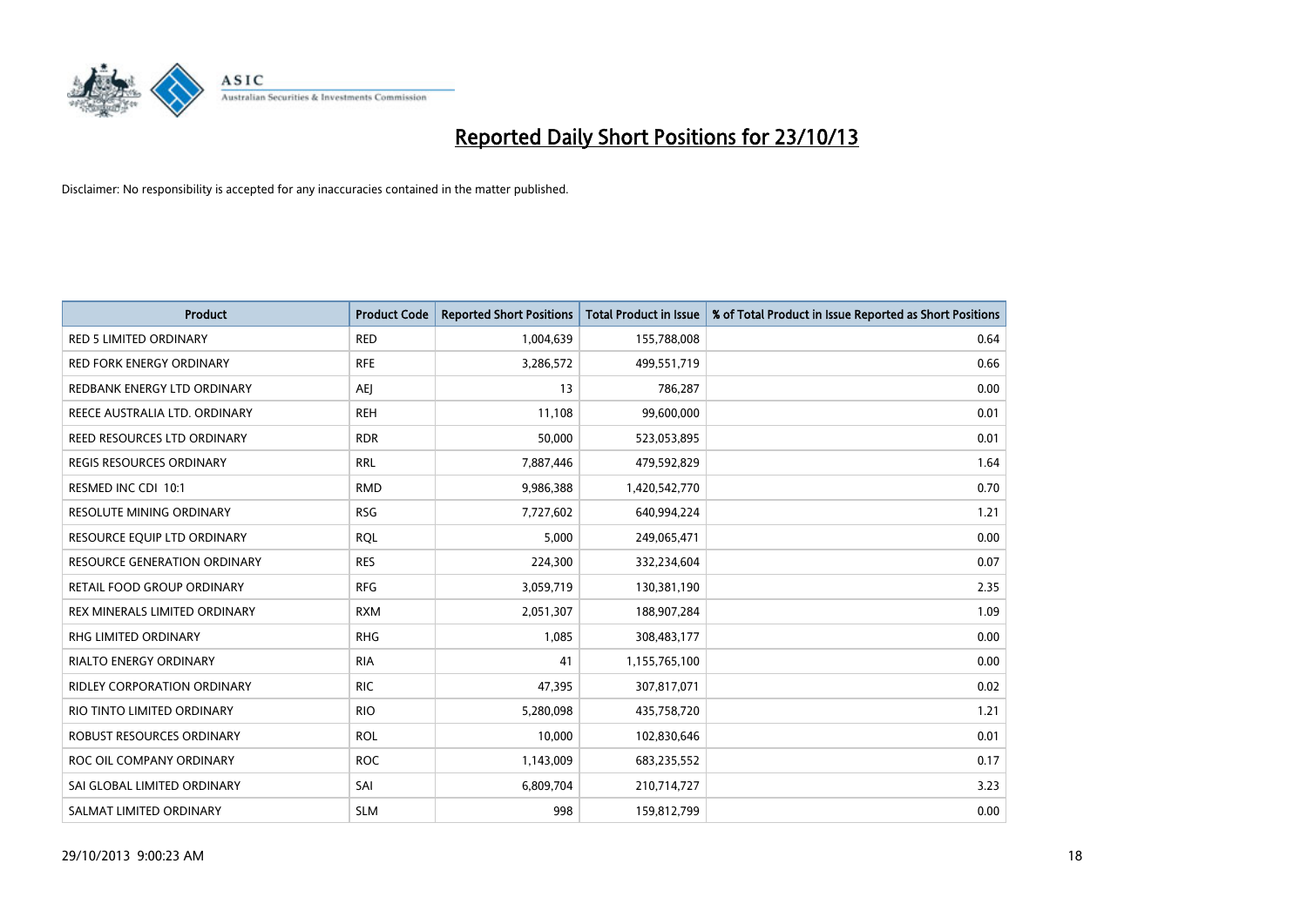# Reported Daily Short Positions for 23/10/13

Disclaimer: No responsibility is accepted for any inaccuracies contained in the matter published.

| Product | Product Code | Reported Short Positions | Total Product in Issue | % of Total Product in Issue Reported as Short Positions |
|---|---|---|---|---|
| RED 5 LIMITED ORDINARY | RED | 1,004,639 | 155,788,008 | 0.64 |
| RED FORK ENERGY ORDINARY | RFE | 3,286,572 | 499,551,719 | 0.66 |
| REDBANK ENERGY LTD ORDINARY | AEJ | 13 | 786,287 | 0.00 |
| REECE AUSTRALIA LTD. ORDINARY | REH | 11,108 | 99,600,000 | 0.01 |
| REED RESOURCES LTD ORDINARY | RDR | 50,000 | 523,053,895 | 0.01 |
| REGIS RESOURCES ORDINARY | RRL | 7,887,446 | 479,592,829 | 1.64 |
| RESMED INC CDI 10:1 | RMD | 9,986,388 | 1,420,542,770 | 0.70 |
| RESOLUTE MINING ORDINARY | RSG | 7,727,602 | 640,994,224 | 1.21 |
| RESOURCE EQUIP LTD ORDINARY | RQL | 5,000 | 249,065,471 | 0.00 |
| RESOURCE GENERATION ORDINARY | RES | 224,300 | 332,234,604 | 0.07 |
| RETAIL FOOD GROUP ORDINARY | RFG | 3,059,719 | 130,381,190 | 2.35 |
| REX MINERALS LIMITED ORDINARY | RXM | 2,051,307 | 188,907,284 | 1.09 |
| RHG LIMITED ORDINARY | RHG | 1,085 | 308,483,177 | 0.00 |
| RIALTO ENERGY ORDINARY | RIA | 41 | 1,155,765,100 | 0.00 |
| RIDLEY CORPORATION ORDINARY | RIC | 47,395 | 307,817,071 | 0.02 |
| RIO TINTO LIMITED ORDINARY | RIO | 5,280,098 | 435,758,720 | 1.21 |
| ROBUST RESOURCES ORDINARY | ROL | 10,000 | 102,830,646 | 0.01 |
| ROC OIL COMPANY ORDINARY | ROC | 1,143,009 | 683,235,552 | 0.17 |
| SAI GLOBAL LIMITED ORDINARY | SAI | 6,809,704 | 210,714,727 | 3.23 |
| SALMAT LIMITED ORDINARY | SLM | 998 | 159,812,799 | 0.00 |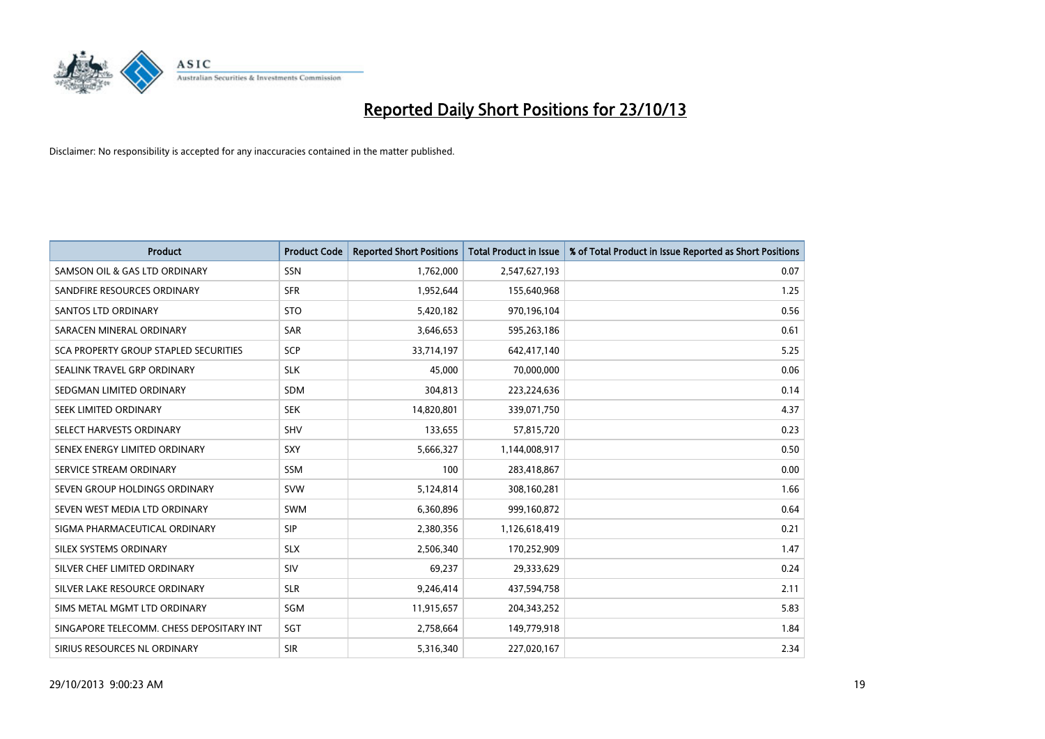# Reported Daily Short Positions for 23/10/13

Disclaimer: No responsibility is accepted for any inaccuracies contained in the matter published.

| Product | Product Code | Reported Short Positions | Total Product in Issue | % of Total Product in Issue Reported as Short Positions |
|---|---|---|---|---|
| SAMSON OIL & GAS LTD ORDINARY | SSN | 1,762,000 | 2,547,627,193 | 0.07 |
| SANDFIRE RESOURCES ORDINARY | SFR | 1,952,644 | 155,640,968 | 1.25 |
| SANTOS LTD ORDINARY | STO | 5,420,182 | 970,196,104 | 0.56 |
| SARACEN MINERAL ORDINARY | SAR | 3,646,653 | 595,263,186 | 0.61 |
| SCA PROPERTY GROUP STAPLED SECURITIES | SCP | 33,714,197 | 642,417,140 | 5.25 |
| SEALINK TRAVEL GRP ORDINARY | SLK | 45,000 | 70,000,000 | 0.06 |
| SEDGMAN LIMITED ORDINARY | SDM | 304,813 | 223,224,636 | 0.14 |
| SEEK LIMITED ORDINARY | SEK | 14,820,801 | 339,071,750 | 4.37 |
| SELECT HARVESTS ORDINARY | SHV | 133,655 | 57,815,720 | 0.23 |
| SENEX ENERGY LIMITED ORDINARY | SXY | 5,666,327 | 1,144,008,917 | 0.50 |
| SERVICE STREAM ORDINARY | SSM | 100 | 283,418,867 | 0.00 |
| SEVEN GROUP HOLDINGS ORDINARY | SVW | 5,124,814 | 308,160,281 | 1.66 |
| SEVEN WEST MEDIA LTD ORDINARY | SWM | 6,360,896 | 999,160,872 | 0.64 |
| SIGMA PHARMACEUTICAL ORDINARY | SIP | 2,380,356 | 1,126,618,419 | 0.21 |
| SILEX SYSTEMS ORDINARY | SLX | 2,506,340 | 170,252,909 | 1.47 |
| SILVER CHEF LIMITED ORDINARY | SIV | 69,237 | 29,333,629 | 0.24 |
| SILVER LAKE RESOURCE ORDINARY | SLR | 9,246,414 | 437,594,758 | 2.11 |
| SIMS METAL MGMT LTD ORDINARY | SGM | 11,915,657 | 204,343,252 | 5.83 |
| SINGAPORE TELECOMM. CHESS DEPOSITARY INT | SGT | 2,758,664 | 149,779,918 | 1.84 |
| SIRIUS RESOURCES NL ORDINARY | SIR | 5,316,340 | 227,020,167 | 2.34 |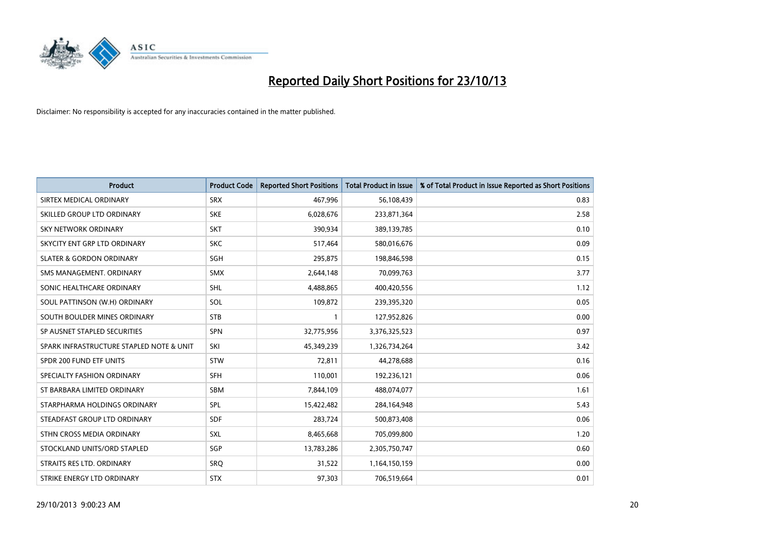# Reported Daily Short Positions for 23/10/13

Disclaimer: No responsibility is accepted for any inaccuracies contained in the matter published.

| Product | Product Code | Reported Short Positions | Total Product in Issue | % of Total Product in Issue Reported as Short Positions |
|---|---|---|---|---|
| SIRTEX MEDICAL ORDINARY | SRX | 467,996 | 56,108,439 | 0.83 |
| SKILLED GROUP LTD ORDINARY | SKE | 6,028,676 | 233,871,364 | 2.58 |
| SKY NETWORK ORDINARY | SKT | 390,934 | 389,139,785 | 0.10 |
| SKYCITY ENT GRP LTD ORDINARY | SKC | 517,464 | 580,016,676 | 0.09 |
| SLATER & GORDON ORDINARY | SGH | 295,875 | 198,846,598 | 0.15 |
| SMS MANAGEMENT. ORDINARY | SMX | 2,644,148 | 70,099,763 | 3.77 |
| SONIC HEALTHCARE ORDINARY | SHL | 4,488,865 | 400,420,556 | 1.12 |
| SOUL PATTINSON (W.H) ORDINARY | SOL | 109,872 | 239,395,320 | 0.05 |
| SOUTH BOULDER MINES ORDINARY | STB | 1 | 127,952,826 | 0.00 |
| SP AUSNET STAPLED SECURITIES | SPN | 32,775,956 | 3,376,325,523 | 0.97 |
| SPARK INFRASTRUCTURE STAPLED NOTE & UNIT | SKI | 45,349,239 | 1,326,734,264 | 3.42 |
| SPDR 200 FUND ETF UNITS | STW | 72,811 | 44,278,688 | 0.16 |
| SPECIALTY FASHION ORDINARY | SFH | 110,001 | 192,236,121 | 0.06 |
| ST BARBARA LIMITED ORDINARY | SBM | 7,844,109 | 488,074,077 | 1.61 |
| STARPHARMA HOLDINGS ORDINARY | SPL | 15,422,482 | 284,164,948 | 5.43 |
| STEADFAST GROUP LTD ORDINARY | SDF | 283,724 | 500,873,408 | 0.06 |
| STHN CROSS MEDIA ORDINARY | SXL | 8,465,668 | 705,099,800 | 1.20 |
| STOCKLAND UNITS/ORD STAPLED | SGP | 13,783,286 | 2,305,750,747 | 0.60 |
| STRAITS RES LTD. ORDINARY | SRQ | 31,522 | 1,164,150,159 | 0.00 |
| STRIKE ENERGY LTD ORDINARY | STX | 97,303 | 706,519,664 | 0.01 |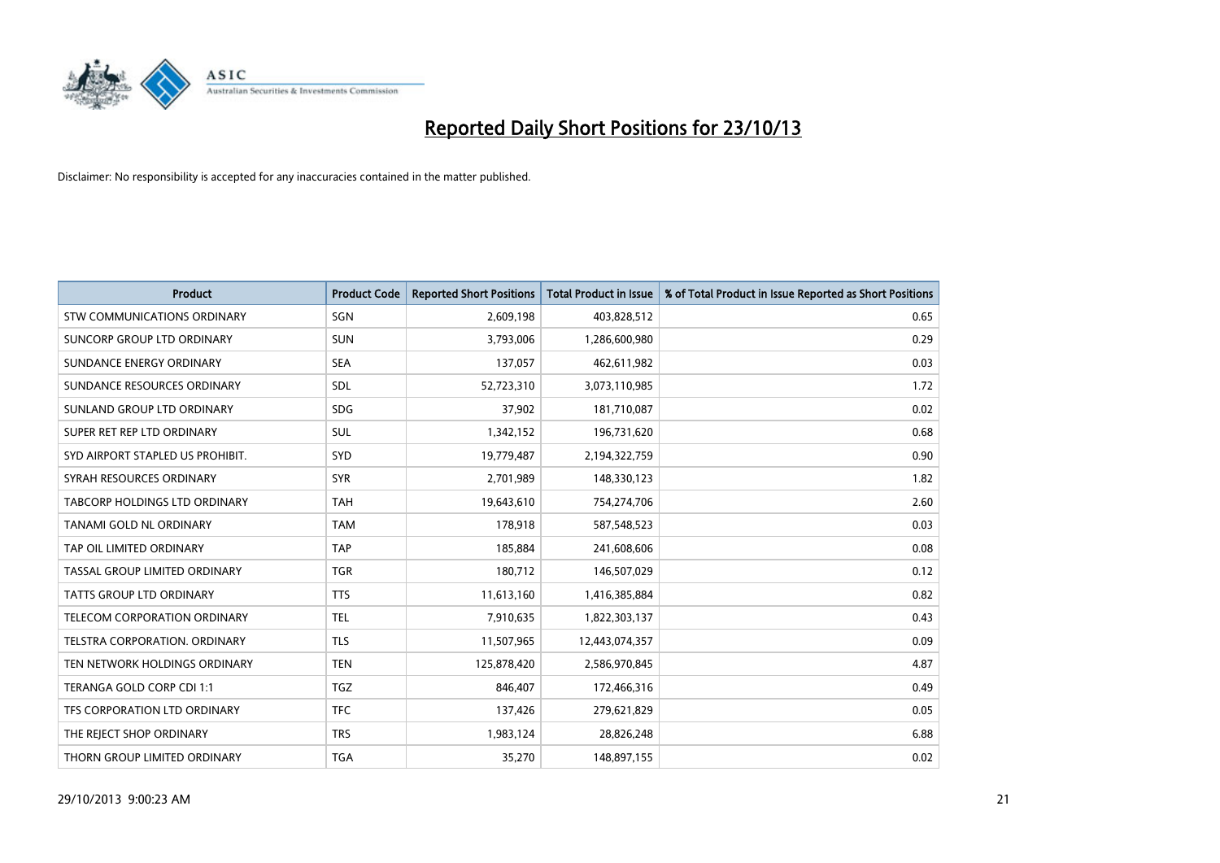# Reported Daily Short Positions for 23/10/13

Disclaimer: No responsibility is accepted for any inaccuracies contained in the matter published.

| Product | Product Code | Reported Short Positions | Total Product in Issue | % of Total Product in Issue Reported as Short Positions |
|---|---|---|---|---|
| STW COMMUNICATIONS ORDINARY | SGN | 2,609,198 | 403,828,512 | 0.65 |
| SUNCORP GROUP LTD ORDINARY | SUN | 3,793,006 | 1,286,600,980 | 0.29 |
| SUNDANCE ENERGY ORDINARY | SEA | 137,057 | 462,611,982 | 0.03 |
| SUNDANCE RESOURCES ORDINARY | SDL | 52,723,310 | 3,073,110,985 | 1.72 |
| SUNLAND GROUP LTD ORDINARY | SDG | 37,902 | 181,710,087 | 0.02 |
| SUPER RET REP LTD ORDINARY | SUL | 1,342,152 | 196,731,620 | 0.68 |
| SYD AIRPORT STAPLED US PROHIBIT. | SYD | 19,779,487 | 2,194,322,759 | 0.90 |
| SYRAH RESOURCES ORDINARY | SYR | 2,701,989 | 148,330,123 | 1.82 |
| TABCORP HOLDINGS LTD ORDINARY | TAH | 19,643,610 | 754,274,706 | 2.60 |
| TANAMI GOLD NL ORDINARY | TAM | 178,918 | 587,548,523 | 0.03 |
| TAP OIL LIMITED ORDINARY | TAP | 185,884 | 241,608,606 | 0.08 |
| TASSAL GROUP LIMITED ORDINARY | TGR | 180,712 | 146,507,029 | 0.12 |
| TATTS GROUP LTD ORDINARY | TTS | 11,613,160 | 1,416,385,884 | 0.82 |
| TELECOM CORPORATION ORDINARY | TEL | 7,910,635 | 1,822,303,137 | 0.43 |
| TELSTRA CORPORATION. ORDINARY | TLS | 11,507,965 | 12,443,074,357 | 0.09 |
| TEN NETWORK HOLDINGS ORDINARY | TEN | 125,878,420 | 2,586,970,845 | 4.87 |
| TERANGA GOLD CORP CDI 1:1 | TGZ | 846,407 | 172,466,316 | 0.49 |
| TFS CORPORATION LTD ORDINARY | TFC | 137,426 | 279,621,829 | 0.05 |
| THE REJECT SHOP ORDINARY | TRS | 1,983,124 | 28,826,248 | 6.88 |
| THORN GROUP LIMITED ORDINARY | TGA | 35,270 | 148,897,155 | 0.02 |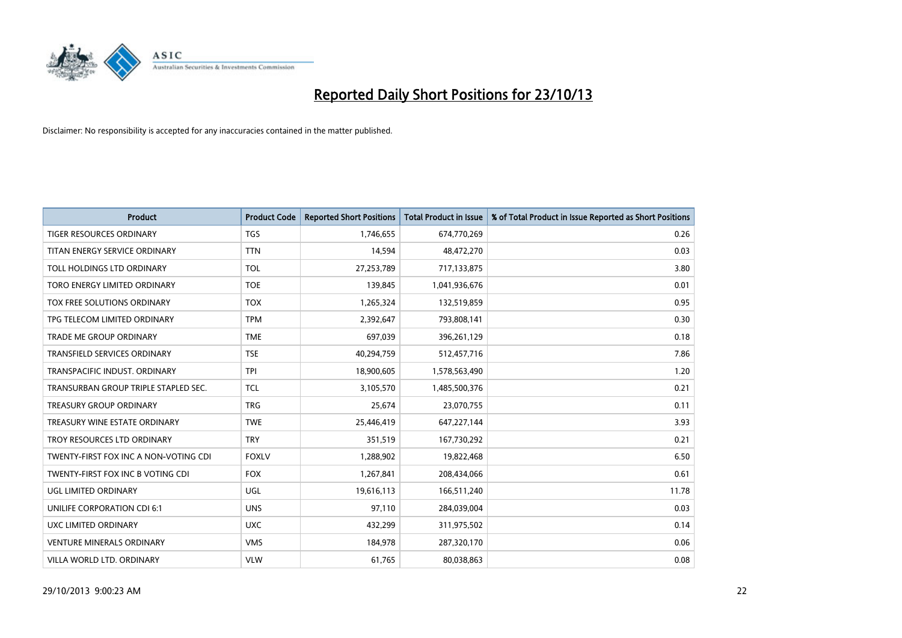# Reported Daily Short Positions for 23/10/13

Disclaimer: No responsibility is accepted for any inaccuracies contained in the matter published.

| Product | Product Code | Reported Short Positions | Total Product in Issue | % of Total Product in Issue Reported as Short Positions |
|---|---|---|---|---|
| TIGER RESOURCES ORDINARY | TGS | 1,746,655 | 674,770,269 | 0.26 |
| TITAN ENERGY SERVICE ORDINARY | TTN | 14,594 | 48,472,270 | 0.03 |
| TOLL HOLDINGS LTD ORDINARY | TOL | 27,253,789 | 717,133,875 | 3.80 |
| TORO ENERGY LIMITED ORDINARY | TOE | 139,845 | 1,041,936,676 | 0.01 |
| TOX FREE SOLUTIONS ORDINARY | TOX | 1,265,324 | 132,519,859 | 0.95 |
| TPG TELECOM LIMITED ORDINARY | TPM | 2,392,647 | 793,808,141 | 0.30 |
| TRADE ME GROUP ORDINARY | TME | 697,039 | 396,261,129 | 0.18 |
| TRANSFIELD SERVICES ORDINARY | TSE | 40,294,759 | 512,457,716 | 7.86 |
| TRANSPACIFIC INDUST. ORDINARY | TPI | 18,900,605 | 1,578,563,490 | 1.20 |
| TRANSURBAN GROUP TRIPLE STAPLED SEC. | TCL | 3,105,570 | 1,485,500,376 | 0.21 |
| TREASURY GROUP ORDINARY | TRG | 25,674 | 23,070,755 | 0.11 |
| TREASURY WINE ESTATE ORDINARY | TWE | 25,446,419 | 647,227,144 | 3.93 |
| TROY RESOURCES LTD ORDINARY | TRY | 351,519 | 167,730,292 | 0.21 |
| TWENTY-FIRST FOX INC A NON-VOTING CDI | FOXLV | 1,288,902 | 19,822,468 | 6.50 |
| TWENTY-FIRST FOX INC B VOTING CDI | FOX | 1,267,841 | 208,434,066 | 0.61 |
| UGL LIMITED ORDINARY | UGL | 19,616,113 | 166,511,240 | 11.78 |
| UNILIFE CORPORATION CDI 6:1 | UNS | 97,110 | 284,039,004 | 0.03 |
| UXC LIMITED ORDINARY | UXC | 432,299 | 311,975,502 | 0.14 |
| VENTURE MINERALS ORDINARY | VMS | 184,978 | 287,320,170 | 0.06 |
| VILLA WORLD LTD. ORDINARY | VLW | 61,765 | 80,038,863 | 0.08 |

29/10/2013 9:00:23 AM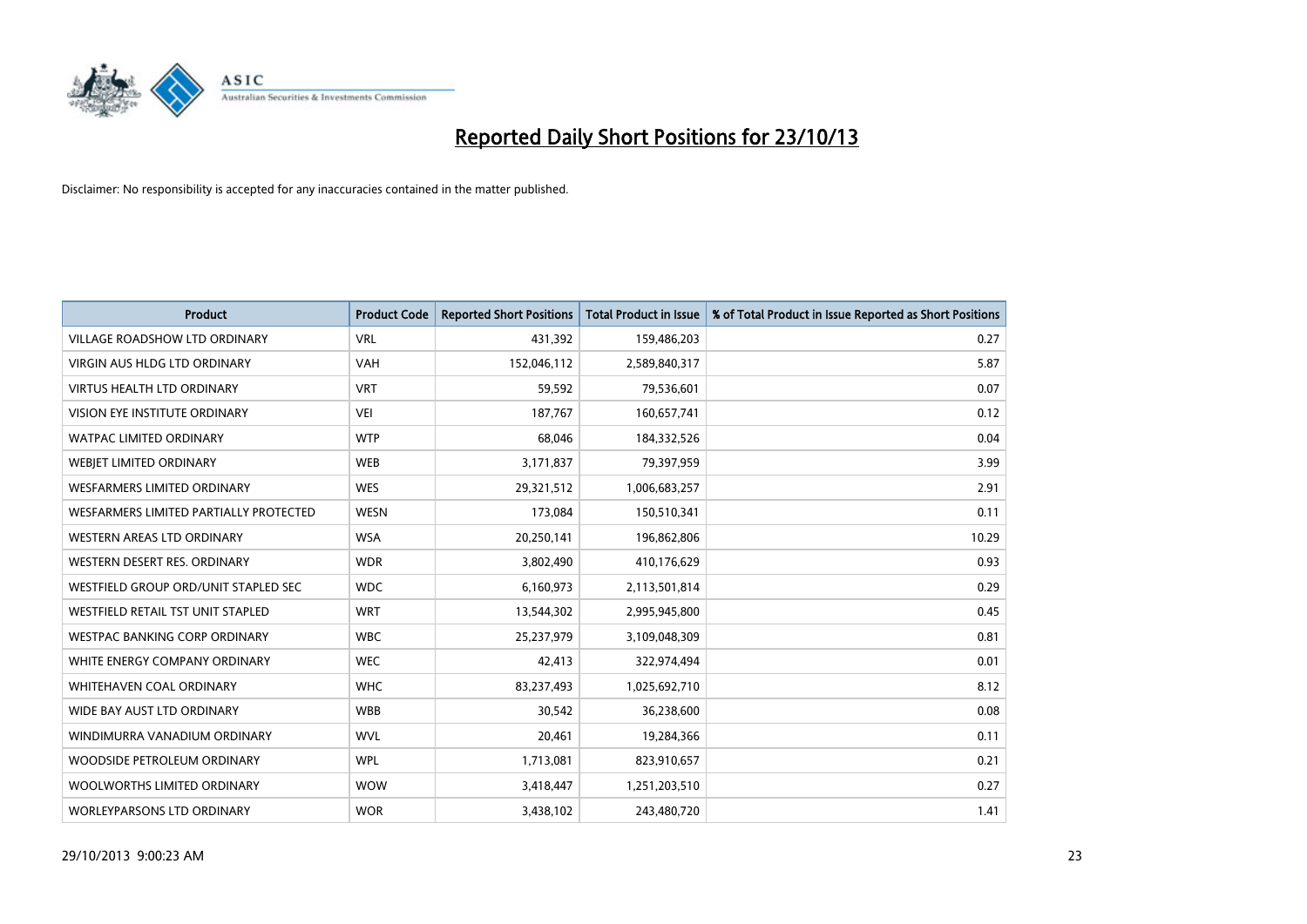# Reported Daily Short Positions for 23/10/13

Disclaimer: No responsibility is accepted for any inaccuracies contained in the matter published.

| Product | Product Code | Reported Short Positions | Total Product in Issue | % of Total Product in Issue Reported as Short Positions |
|---|---|---|---|---|
| VILLAGE ROADSHOW LTD ORDINARY | VRL | 431,392 | 159,486,203 | 0.27 |
| VIRGIN AUS HLDG LTD ORDINARY | VAH | 152,046,112 | 2,589,840,317 | 5.87 |
| VIRTUS HEALTH LTD ORDINARY | VRT | 59,592 | 79,536,601 | 0.07 |
| VISION EYE INSTITUTE ORDINARY | VEI | 187,767 | 160,657,741 | 0.12 |
| WATPAC LIMITED ORDINARY | WTP | 68,046 | 184,332,526 | 0.04 |
| WEBJET LIMITED ORDINARY | WEB | 3,171,837 | 79,397,959 | 3.99 |
| WESFARMERS LIMITED ORDINARY | WES | 29,321,512 | 1,006,683,257 | 2.91 |
| WESFARMERS LIMITED PARTIALLY PROTECTED | WESN | 173,084 | 150,510,341 | 0.11 |
| WESTERN AREAS LTD ORDINARY | WSA | 20,250,141 | 196,862,806 | 10.29 |
| WESTERN DESERT RES. ORDINARY | WDR | 3,802,490 | 410,176,629 | 0.93 |
| WESTFIELD GROUP ORD/UNIT STAPLED SEC | WDC | 6,160,973 | 2,113,501,814 | 0.29 |
| WESTFIELD RETAIL TST UNIT STAPLED | WRT | 13,544,302 | 2,995,945,800 | 0.45 |
| WESTPAC BANKING CORP ORDINARY | WBC | 25,237,979 | 3,109,048,309 | 0.81 |
| WHITE ENERGY COMPANY ORDINARY | WEC | 42,413 | 322,974,494 | 0.01 |
| WHITEHAVEN COAL ORDINARY | WHC | 83,237,493 | 1,025,692,710 | 8.12 |
| WIDE BAY AUST LTD ORDINARY | WBB | 30,542 | 36,238,600 | 0.08 |
| WINDIMURRA VANADIUM ORDINARY | WVL | 20,461 | 19,284,366 | 0.11 |
| WOODSIDE PETROLEUM ORDINARY | WPL | 1,713,081 | 823,910,657 | 0.21 |
| WOOLWORTHS LIMITED ORDINARY | WOW | 3,418,447 | 1,251,203,510 | 0.27 |
| WORLEYPARSONS LTD ORDINARY | WOR | 3,438,102 | 243,480,720 | 1.41 |

29/10/2013 9:00:23 AM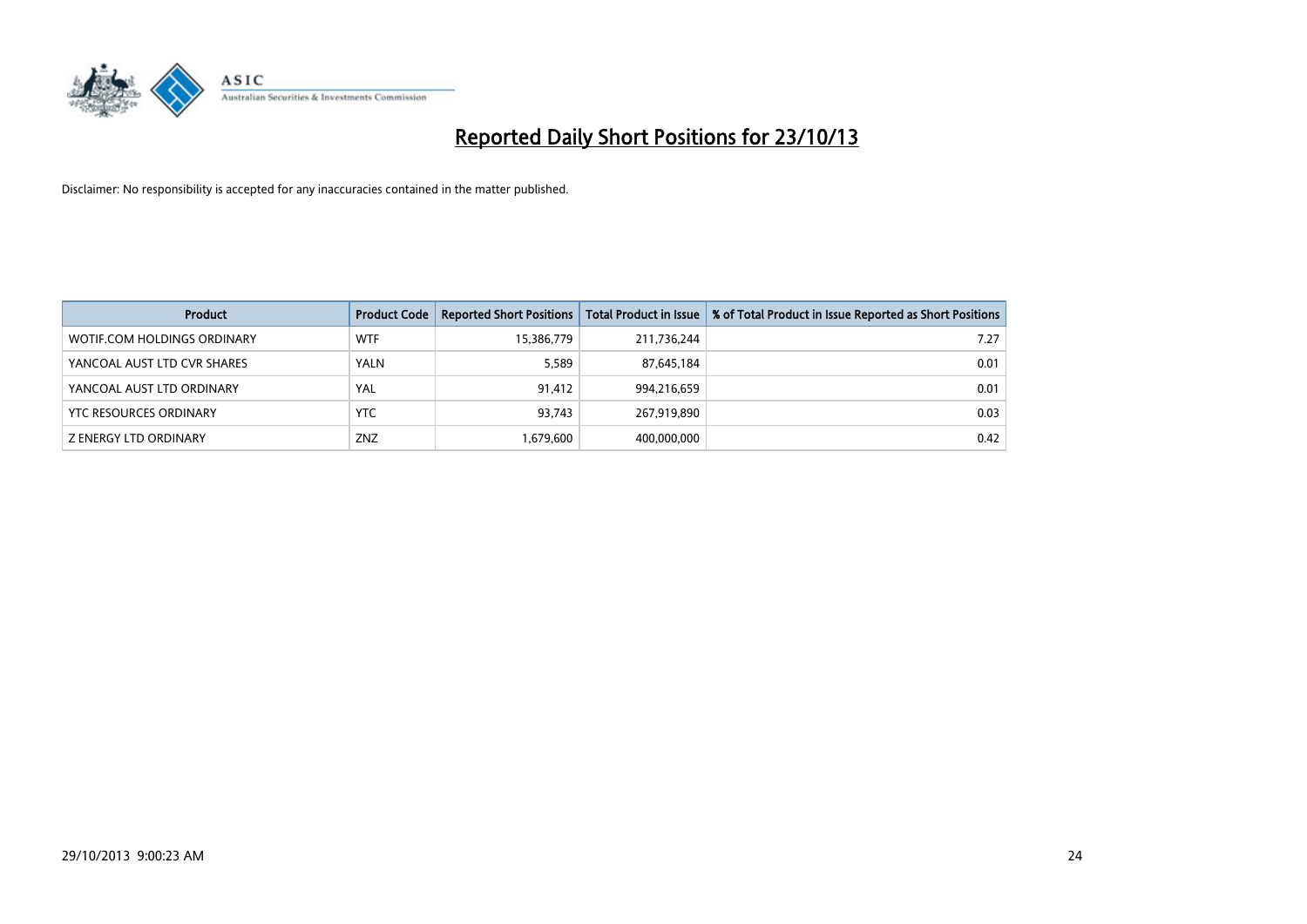# Reported Daily Short Positions for 23/10/13

Disclaimer: No responsibility is accepted for any inaccuracies contained in the matter published.

| Product | Product Code | Reported Short Positions | Total Product in Issue | % of Total Product in Issue Reported as Short Positions |
|---|---|---|---|---|
| WOTIF.COM HOLDINGS ORDINARY | WTF | 15,386,779 | 211,736,244 | 7.27 |
| YANCOAL AUST LTD CVR SHARES | YALN | 5,589 | 87,645,184 | 0.01 |
| YANCOAL AUST LTD ORDINARY | YAL | 91,412 | 994,216,659 | 0.01 |
| YTC RESOURCES ORDINARY | YTC | 93,743 | 267,919,890 | 0.03 |
| Z ENERGY LTD ORDINARY | ZNZ | 1,679,600 | 400,000,000 | 0.42 |

29/10/2013 9:00:23 AM